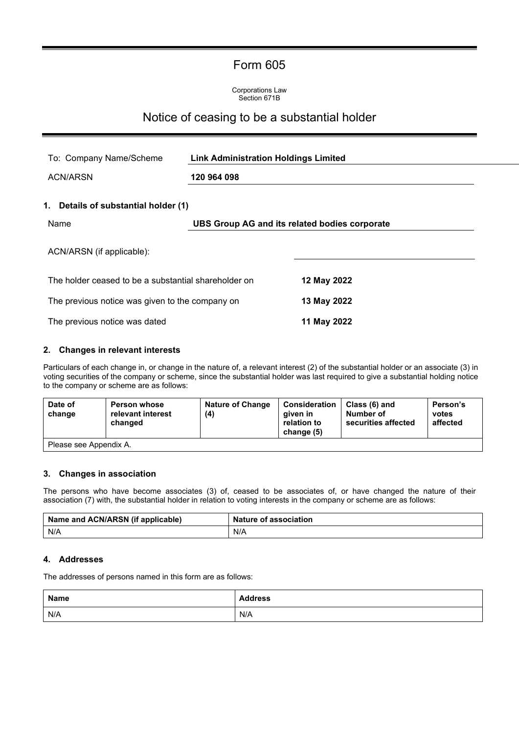# Form 605

Corporations Law
Section 671B

## Notice of ceasing to be a substantial holder

| | |
|---|---|
| To: Company Name/Scheme | **Link Administration Holdings Limited** |
| ACN/ARSN | **120 964 098** |

### 1. Details of substantial holder (1)

| | |
|---|---|
| Name | **UBS Group AG and its related bodies corporate** |
| ACN/ARSN (if applicable): | |
| The holder ceased to be a substantial shareholder on | **12 May 2022** |
| The previous notice was given to the company on | **13 May 2022** |
| The previous notice was dated | **11 May 2022** |

### 2. Changes in relevant interests

Particulars of each change in, or change in the nature of, a relevant interest (2) of the substantial holder or an associate (3) in voting securities of the company or scheme, since the substantial holder was last required to give a substantial holding notice to the company or scheme are as follows:

| Date of change | Person whose relevant interest changed | Nature of Change (4) | Consideration given in relation to change (5) | Class (6) and Number of securities affected | Person's votes affected |
|---|---|---|---|---|---|
| Please see Appendix A. | | | | | |

### 3. Changes in association

The persons who have become associates (3) of, ceased to be associates of, or have changed the nature of their association (7) with, the substantial holder in relation to voting interests in the company or scheme are as follows:

| Name and ACN/ARSN (if applicable) | Nature of association |
|---|---|
| N/A | N/A |

### 4. Addresses

The addresses of persons named in this form are as follows:

| Name | Address |
|---|---|
| N/A | N/A |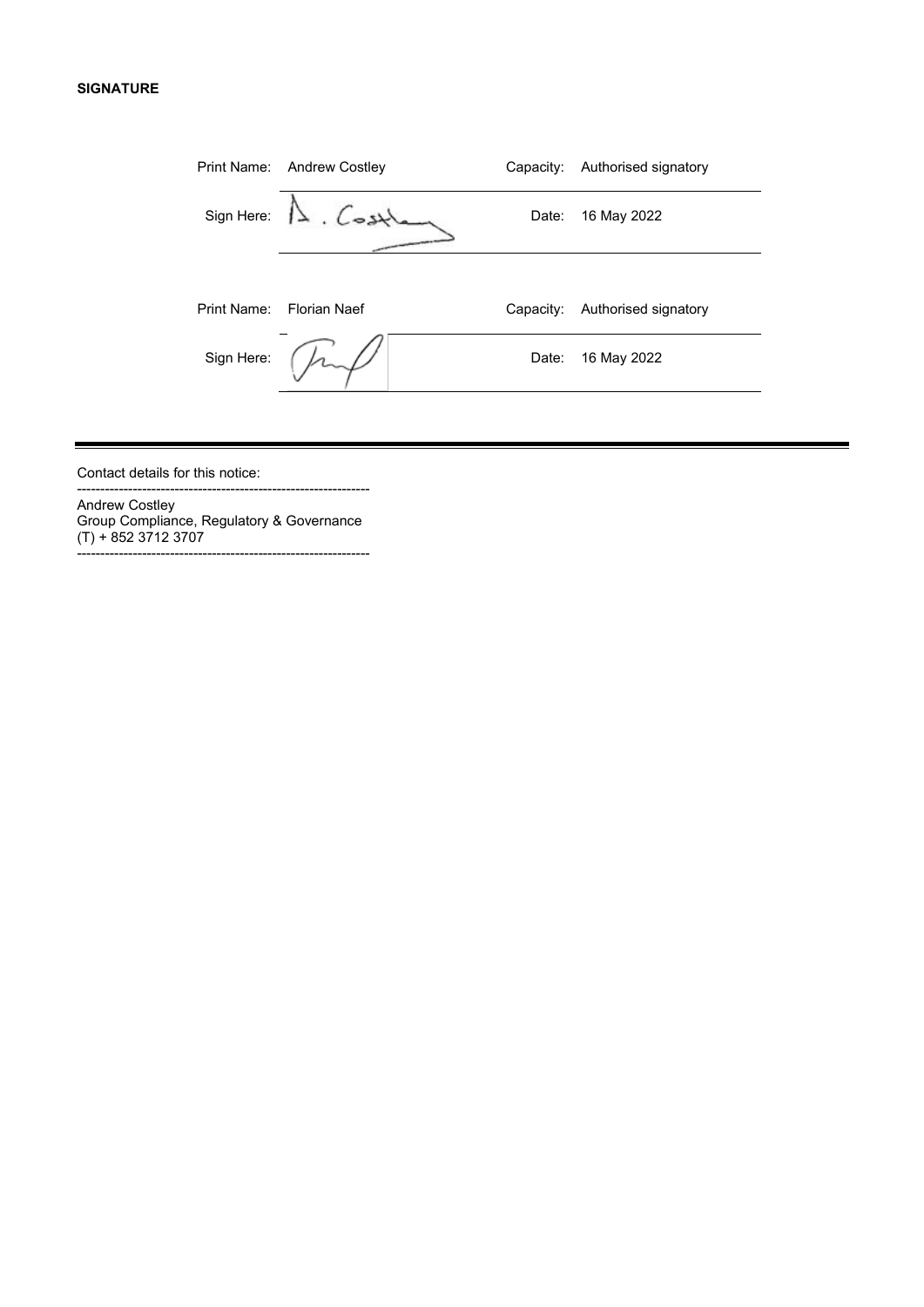**SIGNATURE**

| | | | |
|---|---|---|---|
| Print Name: | Andrew Costley | Capacity: | Authorised signatory |
| Sign Here: | A. Costley | Date: | 16 May 2022 |
| Print Name: | Florian Naef | Capacity: | Authorised signatory |
| Sign Here: | | Date: | 16 May 2022 |

Contact details for this notice:

---

Andrew Costley
Group Compliance, Regulatory & Governance
(T) + 852 3712 3707

---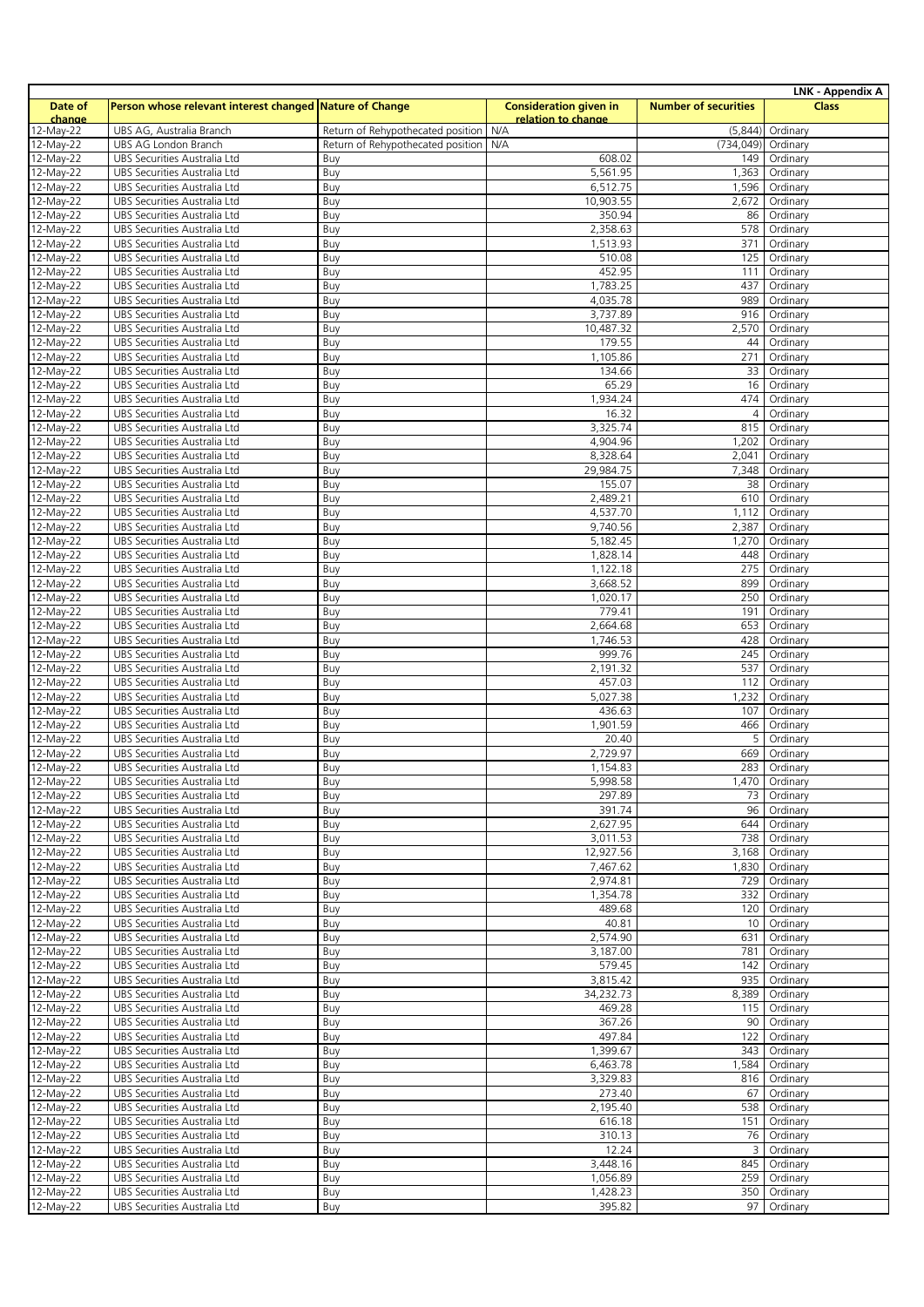**LNK - Appendix A**

| Date of change | Person whose relevant interest changed | Nature of Change | Consideration given in relation to change | Number of securities | Class |
|---|---|---|---|---|---|
| 12-May-22 | UBS AG, Australia Branch | Return of Rehypothecated position | N/A | (5,844) | Ordinary |
| 12-May-22 | UBS AG London Branch | Return of Rehypothecated position | N/A | (734,049) | Ordinary |
| 12-May-22 | UBS Securities Australia Ltd | Buy | 608.02 | 149 | Ordinary |
| 12-May-22 | UBS Securities Australia Ltd | Buy | 5,561.95 | 1,363 | Ordinary |
| 12-May-22 | UBS Securities Australia Ltd | Buy | 6,512.75 | 1,596 | Ordinary |
| 12-May-22 | UBS Securities Australia Ltd | Buy | 10,903.55 | 2,672 | Ordinary |
| 12-May-22 | UBS Securities Australia Ltd | Buy | 350.94 | 86 | Ordinary |
| 12-May-22 | UBS Securities Australia Ltd | Buy | 2,358.63 | 578 | Ordinary |
| 12-May-22 | UBS Securities Australia Ltd | Buy | 1,513.93 | 371 | Ordinary |
| 12-May-22 | UBS Securities Australia Ltd | Buy | 510.08 | 125 | Ordinary |
| 12-May-22 | UBS Securities Australia Ltd | Buy | 452.95 | 111 | Ordinary |
| 12-May-22 | UBS Securities Australia Ltd | Buy | 1,783.25 | 437 | Ordinary |
| 12-May-22 | UBS Securities Australia Ltd | Buy | 4,035.78 | 989 | Ordinary |
| 12-May-22 | UBS Securities Australia Ltd | Buy | 3,737.89 | 916 | Ordinary |
| 12-May-22 | UBS Securities Australia Ltd | Buy | 10,487.32 | 2,570 | Ordinary |
| 12-May-22 | UBS Securities Australia Ltd | Buy | 179.55 | 44 | Ordinary |
| 12-May-22 | UBS Securities Australia Ltd | Buy | 1,105.86 | 271 | Ordinary |
| 12-May-22 | UBS Securities Australia Ltd | Buy | 134.66 | 33 | Ordinary |
| 12-May-22 | UBS Securities Australia Ltd | Buy | 65.29 | 16 | Ordinary |
| 12-May-22 | UBS Securities Australia Ltd | Buy | 1,934.24 | 474 | Ordinary |
| 12-May-22 | UBS Securities Australia Ltd | Buy | 16.32 | 4 | Ordinary |
| 12-May-22 | UBS Securities Australia Ltd | Buy | 3,325.74 | 815 | Ordinary |
| 12-May-22 | UBS Securities Australia Ltd | Buy | 4,904.96 | 1,202 | Ordinary |
| 12-May-22 | UBS Securities Australia Ltd | Buy | 8,328.64 | 2,041 | Ordinary |
| 12-May-22 | UBS Securities Australia Ltd | Buy | 29,984.75 | 7,348 | Ordinary |
| 12-May-22 | UBS Securities Australia Ltd | Buy | 155.07 | 38 | Ordinary |
| 12-May-22 | UBS Securities Australia Ltd | Buy | 2,489.21 | 610 | Ordinary |
| 12-May-22 | UBS Securities Australia Ltd | Buy | 4,537.70 | 1,112 | Ordinary |
| 12-May-22 | UBS Securities Australia Ltd | Buy | 9,740.56 | 2,387 | Ordinary |
| 12-May-22 | UBS Securities Australia Ltd | Buy | 5,182.45 | 1,270 | Ordinary |
| 12-May-22 | UBS Securities Australia Ltd | Buy | 1,828.14 | 448 | Ordinary |
| 12-May-22 | UBS Securities Australia Ltd | Buy | 1,122.18 | 275 | Ordinary |
| 12-May-22 | UBS Securities Australia Ltd | Buy | 3,668.52 | 899 | Ordinary |
| 12-May-22 | UBS Securities Australia Ltd | Buy | 1,020.17 | 250 | Ordinary |
| 12-May-22 | UBS Securities Australia Ltd | Buy | 779.41 | 191 | Ordinary |
| 12-May-22 | UBS Securities Australia Ltd | Buy | 2,664.68 | 653 | Ordinary |
| 12-May-22 | UBS Securities Australia Ltd | Buy | 1,746.53 | 428 | Ordinary |
| 12-May-22 | UBS Securities Australia Ltd | Buy | 999.76 | 245 | Ordinary |
| 12-May-22 | UBS Securities Australia Ltd | Buy | 2,191.32 | 537 | Ordinary |
| 12-May-22 | UBS Securities Australia Ltd | Buy | 457.03 | 112 | Ordinary |
| 12-May-22 | UBS Securities Australia Ltd | Buy | 5,027.38 | 1,232 | Ordinary |
| 12-May-22 | UBS Securities Australia Ltd | Buy | 436.63 | 107 | Ordinary |
| 12-May-22 | UBS Securities Australia Ltd | Buy | 1,901.59 | 466 | Ordinary |
| 12-May-22 | UBS Securities Australia Ltd | Buy | 20.40 | 5 | Ordinary |
| 12-May-22 | UBS Securities Australia Ltd | Buy | 2,729.97 | 669 | Ordinary |
| 12-May-22 | UBS Securities Australia Ltd | Buy | 1,154.83 | 283 | Ordinary |
| 12-May-22 | UBS Securities Australia Ltd | Buy | 5,998.58 | 1,470 | Ordinary |
| 12-May-22 | UBS Securities Australia Ltd | Buy | 297.89 | 73 | Ordinary |
| 12-May-22 | UBS Securities Australia Ltd | Buy | 391.74 | 96 | Ordinary |
| 12-May-22 | UBS Securities Australia Ltd | Buy | 2,627.95 | 644 | Ordinary |
| 12-May-22 | UBS Securities Australia Ltd | Buy | 3,011.53 | 738 | Ordinary |
| 12-May-22 | UBS Securities Australia Ltd | Buy | 12,927.56 | 3,168 | Ordinary |
| 12-May-22 | UBS Securities Australia Ltd | Buy | 7,467.62 | 1,830 | Ordinary |
| 12-May-22 | UBS Securities Australia Ltd | Buy | 2,974.81 | 729 | Ordinary |
| 12-May-22 | UBS Securities Australia Ltd | Buy | 1,354.78 | 332 | Ordinary |
| 12-May-22 | UBS Securities Australia Ltd | Buy | 489.68 | 120 | Ordinary |
| 12-May-22 | UBS Securities Australia Ltd | Buy | 40.81 | 10 | Ordinary |
| 12-May-22 | UBS Securities Australia Ltd | Buy | 2,574.90 | 631 | Ordinary |
| 12-May-22 | UBS Securities Australia Ltd | Buy | 3,187.00 | 781 | Ordinary |
| 12-May-22 | UBS Securities Australia Ltd | Buy | 579.45 | 142 | Ordinary |
| 12-May-22 | UBS Securities Australia Ltd | Buy | 3,815.42 | 935 | Ordinary |
| 12-May-22 | UBS Securities Australia Ltd | Buy | 34,232.73 | 8,389 | Ordinary |
| 12-May-22 | UBS Securities Australia Ltd | Buy | 469.28 | 115 | Ordinary |
| 12-May-22 | UBS Securities Australia Ltd | Buy | 367.26 | 90 | Ordinary |
| 12-May-22 | UBS Securities Australia Ltd | Buy | 497.84 | 122 | Ordinary |
| 12-May-22 | UBS Securities Australia Ltd | Buy | 1,399.67 | 343 | Ordinary |
| 12-May-22 | UBS Securities Australia Ltd | Buy | 6,463.78 | 1,584 | Ordinary |
| 12-May-22 | UBS Securities Australia Ltd | Buy | 3,329.83 | 816 | Ordinary |
| 12-May-22 | UBS Securities Australia Ltd | Buy | 273.40 | 67 | Ordinary |
| 12-May-22 | UBS Securities Australia Ltd | Buy | 2,195.40 | 538 | Ordinary |
| 12-May-22 | UBS Securities Australia Ltd | Buy | 616.18 | 151 | Ordinary |
| 12-May-22 | UBS Securities Australia Ltd | Buy | 310.13 | 76 | Ordinary |
| 12-May-22 | UBS Securities Australia Ltd | Buy | 12.24 | 3 | Ordinary |
| 12-May-22 | UBS Securities Australia Ltd | Buy | 3,448.16 | 845 | Ordinary |
| 12-May-22 | UBS Securities Australia Ltd | Buy | 1,056.89 | 259 | Ordinary |
| 12-May-22 | UBS Securities Australia Ltd | Buy | 1,428.23 | 350 | Ordinary |
| 12-May-22 | UBS Securities Australia Ltd | Buy | 395.82 | 97 | Ordinary |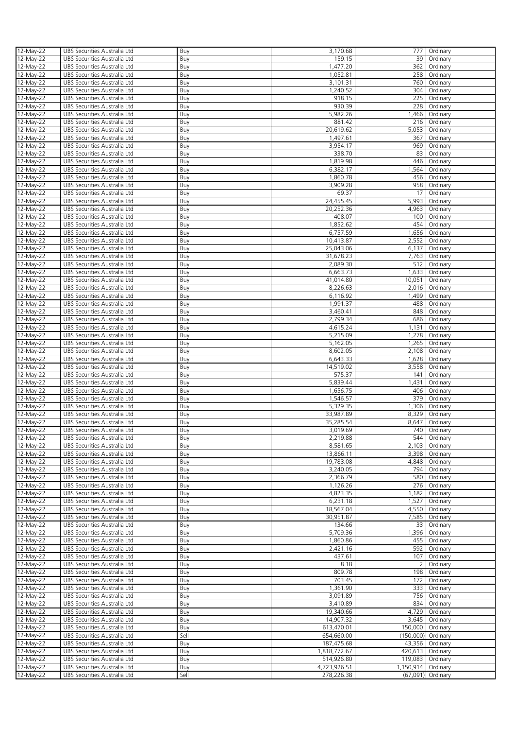| 12-May-22 | UBS Securities Australia Ltd | Buy | 3,170.68 | 777 | Ordinary |
|---|---|---|---|---|---|
| 12-May-22 | UBS Securities Australia Ltd | Buy | 159.15 | 39 | Ordinary |
| 12-May-22 | UBS Securities Australia Ltd | Buy | 1,477.20 | 362 | Ordinary |
| 12-May-22 | UBS Securities Australia Ltd | Buy | 1,052.81 | 258 | Ordinary |
| 12-May-22 | UBS Securities Australia Ltd | Buy | 3,101.31 | 760 | Ordinary |
| 12-May-22 | UBS Securities Australia Ltd | Buy | 1,240.52 | 304 | Ordinary |
| 12-May-22 | UBS Securities Australia Ltd | Buy | 918.15 | 225 | Ordinary |
| 12-May-22 | UBS Securities Australia Ltd | Buy | 930.39 | 228 | Ordinary |
| 12-May-22 | UBS Securities Australia Ltd | Buy | 5,982.26 | 1,466 | Ordinary |
| 12-May-22 | UBS Securities Australia Ltd | Buy | 881.42 | 216 | Ordinary |
| 12-May-22 | UBS Securities Australia Ltd | Buy | 20,619.62 | 5,053 | Ordinary |
| 12-May-22 | UBS Securities Australia Ltd | Buy | 1,497.61 | 367 | Ordinary |
| 12-May-22 | UBS Securities Australia Ltd | Buy | 3,954.17 | 969 | Ordinary |
| 12-May-22 | UBS Securities Australia Ltd | Buy | 338.70 | 83 | Ordinary |
| 12-May-22 | UBS Securities Australia Ltd | Buy | 1,819.98 | 446 | Ordinary |
| 12-May-22 | UBS Securities Australia Ltd | Buy | 6,382.17 | 1,564 | Ordinary |
| 12-May-22 | UBS Securities Australia Ltd | Buy | 1,860.78 | 456 | Ordinary |
| 12-May-22 | UBS Securities Australia Ltd | Buy | 3,909.28 | 958 | Ordinary |
| 12-May-22 | UBS Securities Australia Ltd | Buy | 69.37 | 17 | Ordinary |
| 12-May-22 | UBS Securities Australia Ltd | Buy | 24,455.45 | 5,993 | Ordinary |
| 12-May-22 | UBS Securities Australia Ltd | Buy | 20,252.36 | 4,963 | Ordinary |
| 12-May-22 | UBS Securities Australia Ltd | Buy | 408.07 | 100 | Ordinary |
| 12-May-22 | UBS Securities Australia Ltd | Buy | 1,852.62 | 454 | Ordinary |
| 12-May-22 | UBS Securities Australia Ltd | Buy | 6,757.59 | 1,656 | Ordinary |
| 12-May-22 | UBS Securities Australia Ltd | Buy | 10,413.87 | 2,552 | Ordinary |
| 12-May-22 | UBS Securities Australia Ltd | Buy | 25,043.06 | 6,137 | Ordinary |
| 12-May-22 | UBS Securities Australia Ltd | Buy | 31,678.23 | 7,763 | Ordinary |
| 12-May-22 | UBS Securities Australia Ltd | Buy | 2,089.30 | 512 | Ordinary |
| 12-May-22 | UBS Securities Australia Ltd | Buy | 6,663.73 | 1,633 | Ordinary |
| 12-May-22 | UBS Securities Australia Ltd | Buy | 41,014.80 | 10,051 | Ordinary |
| 12-May-22 | UBS Securities Australia Ltd | Buy | 8,226.63 | 2,016 | Ordinary |
| 12-May-22 | UBS Securities Australia Ltd | Buy | 6,116.92 | 1,499 | Ordinary |
| 12-May-22 | UBS Securities Australia Ltd | Buy | 1,991.37 | 488 | Ordinary |
| 12-May-22 | UBS Securities Australia Ltd | Buy | 3,460.41 | 848 | Ordinary |
| 12-May-22 | UBS Securities Australia Ltd | Buy | 2,799.34 | 686 | Ordinary |
| 12-May-22 | UBS Securities Australia Ltd | Buy | 4,615.24 | 1,131 | Ordinary |
| 12-May-22 | UBS Securities Australia Ltd | Buy | 5,215.09 | 1,278 | Ordinary |
| 12-May-22 | UBS Securities Australia Ltd | Buy | 5,162.05 | 1,265 | Ordinary |
| 12-May-22 | UBS Securities Australia Ltd | Buy | 8,602.05 | 2,108 | Ordinary |
| 12-May-22 | UBS Securities Australia Ltd | Buy | 6,643.33 | 1,628 | Ordinary |
| 12-May-22 | UBS Securities Australia Ltd | Buy | 14,519.02 | 3,558 | Ordinary |
| 12-May-22 | UBS Securities Australia Ltd | Buy | 575.37 | 141 | Ordinary |
| 12-May-22 | UBS Securities Australia Ltd | Buy | 5,839.44 | 1,431 | Ordinary |
| 12-May-22 | UBS Securities Australia Ltd | Buy | 1,656.75 | 406 | Ordinary |
| 12-May-22 | UBS Securities Australia Ltd | Buy | 1,546.57 | 379 | Ordinary |
| 12-May-22 | UBS Securities Australia Ltd | Buy | 5,329.35 | 1,306 | Ordinary |
| 12-May-22 | UBS Securities Australia Ltd | Buy | 33,987.89 | 8,329 | Ordinary |
| 12-May-22 | UBS Securities Australia Ltd | Buy | 35,285.54 | 8,647 | Ordinary |
| 12-May-22 | UBS Securities Australia Ltd | Buy | 3,019.69 | 740 | Ordinary |
| 12-May-22 | UBS Securities Australia Ltd | Buy | 2,219.88 | 544 | Ordinary |
| 12-May-22 | UBS Securities Australia Ltd | Buy | 8,581.65 | 2,103 | Ordinary |
| 12-May-22 | UBS Securities Australia Ltd | Buy | 13,866.11 | 3,398 | Ordinary |
| 12-May-22 | UBS Securities Australia Ltd | Buy | 19,783.08 | 4,848 | Ordinary |
| 12-May-22 | UBS Securities Australia Ltd | Buy | 3,240.05 | 794 | Ordinary |
| 12-May-22 | UBS Securities Australia Ltd | Buy | 2,366.79 | 580 | Ordinary |
| 12-May-22 | UBS Securities Australia Ltd | Buy | 1,126.26 | 276 | Ordinary |
| 12-May-22 | UBS Securities Australia Ltd | Buy | 4,823.35 | 1,182 | Ordinary |
| 12-May-22 | UBS Securities Australia Ltd | Buy | 6,231.18 | 1,527 | Ordinary |
| 12-May-22 | UBS Securities Australia Ltd | Buy | 18,567.04 | 4,550 | Ordinary |
| 12-May-22 | UBS Securities Australia Ltd | Buy | 30,951.87 | 7,585 | Ordinary |
| 12-May-22 | UBS Securities Australia Ltd | Buy | 134.66 | 33 | Ordinary |
| 12-May-22 | UBS Securities Australia Ltd | Buy | 5,709.36 | 1,396 | Ordinary |
| 12-May-22 | UBS Securities Australia Ltd | Buy | 1,860.86 | 455 | Ordinary |
| 12-May-22 | UBS Securities Australia Ltd | Buy | 2,421.16 | 592 | Ordinary |
| 12-May-22 | UBS Securities Australia Ltd | Buy | 437.61 | 107 | Ordinary |
| 12-May-22 | UBS Securities Australia Ltd | Buy | 8.18 | 2 | Ordinary |
| 12-May-22 | UBS Securities Australia Ltd | Buy | 809.78 | 198 | Ordinary |
| 12-May-22 | UBS Securities Australia Ltd | Buy | 703.45 | 172 | Ordinary |
| 12-May-22 | UBS Securities Australia Ltd | Buy | 1,361.90 | 333 | Ordinary |
| 12-May-22 | UBS Securities Australia Ltd | Buy | 3,091.89 | 756 | Ordinary |
| 12-May-22 | UBS Securities Australia Ltd | Buy | 3,410.89 | 834 | Ordinary |
| 12-May-22 | UBS Securities Australia Ltd | Buy | 19,340.66 | 4,729 | Ordinary |
| 12-May-22 | UBS Securities Australia Ltd | Buy | 14,907.32 | 3,645 | Ordinary |
| 12-May-22 | UBS Securities Australia Ltd | Buy | 613,470.01 | 150,000 | Ordinary |
| 12-May-22 | UBS Securities Australia Ltd | Sell | 654,660.00 | (150,000) | Ordinary |
| 12-May-22 | UBS Securities Australia Ltd | Buy | 187,475.68 | 43,356 | Ordinary |
| 12-May-22 | UBS Securities Australia Ltd | Buy | 1,818,772.67 | 420,613 | Ordinary |
| 12-May-22 | UBS Securities Australia Ltd | Buy | 514,926.80 | 119,083 | Ordinary |
| 12-May-22 | UBS Securities Australia Ltd | Buy | 4,723,926.51 | 1,150,914 | Ordinary |
| 12-May-22 | UBS Securities Australia Ltd | Sell | 278,226.38 | (67,091) | Ordinary |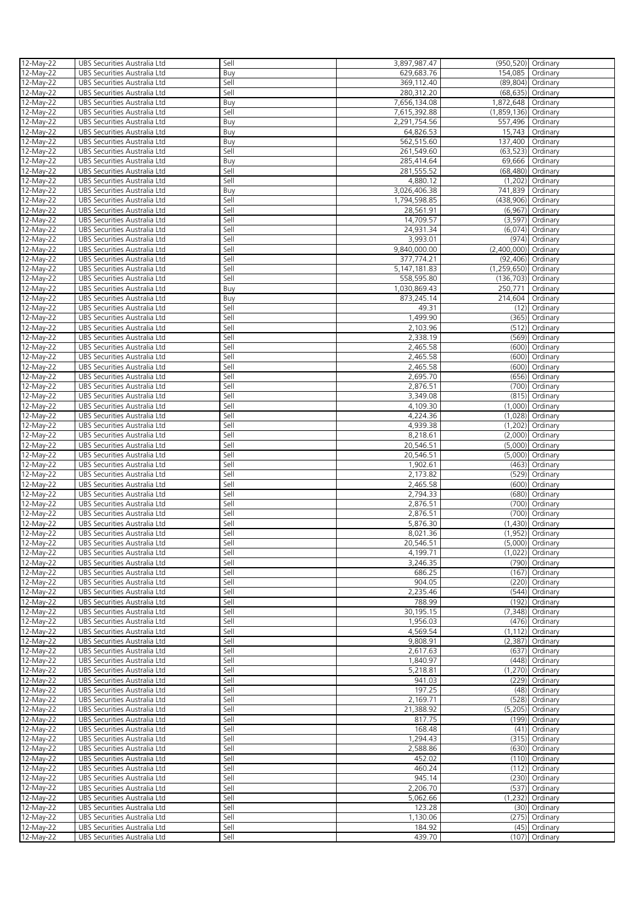| 12-May-22 | UBS Securities Australia Ltd | Sell | 3,897,987.47 | (950,520) | Ordinary |
|---|---|---|---|---|---|
| 12-May-22 | UBS Securities Australia Ltd | Buy | 629,683.76 | 154,085 | Ordinary |
| 12-May-22 | UBS Securities Australia Ltd | Sell | 369,112.40 | (89,804) | Ordinary |
| 12-May-22 | UBS Securities Australia Ltd | Sell | 280,312.20 | (68,635) | Ordinary |
| 12-May-22 | UBS Securities Australia Ltd | Buy | 7,656,134.08 | 1,872,648 | Ordinary |
| 12-May-22 | UBS Securities Australia Ltd | Sell | 7,615,392.88 | (1,859,136) | Ordinary |
| 12-May-22 | UBS Securities Australia Ltd | Buy | 2,291,754.56 | 557,496 | Ordinary |
| 12-May-22 | UBS Securities Australia Ltd | Buy | 64,826.53 | 15,743 | Ordinary |
| 12-May-22 | UBS Securities Australia Ltd | Buy | 562,515.60 | 137,400 | Ordinary |
| 12-May-22 | UBS Securities Australia Ltd | Sell | 261,549.60 | (63,523) | Ordinary |
| 12-May-22 | UBS Securities Australia Ltd | Buy | 285,414.64 | 69,666 | Ordinary |
| 12-May-22 | UBS Securities Australia Ltd | Sell | 281,555.52 | (68,480) | Ordinary |
| 12-May-22 | UBS Securities Australia Ltd | Sell | 4,880.12 | (1,202) | Ordinary |
| 12-May-22 | UBS Securities Australia Ltd | Buy | 3,026,406.38 | 741,839 | Ordinary |
| 12-May-22 | UBS Securities Australia Ltd | Sell | 1,794,598.85 | (438,906) | Ordinary |
| 12-May-22 | UBS Securities Australia Ltd | Sell | 28,561.91 | (6,967) | Ordinary |
| 12-May-22 | UBS Securities Australia Ltd | Sell | 14,709.57 | (3,597) | Ordinary |
| 12-May-22 | UBS Securities Australia Ltd | Sell | 24,931.34 | (6,074) | Ordinary |
| 12-May-22 | UBS Securities Australia Ltd | Sell | 3,993.01 | (974) | Ordinary |
| 12-May-22 | UBS Securities Australia Ltd | Sell | 9,840,000.00 | (2,400,000) | Ordinary |
| 12-May-22 | UBS Securities Australia Ltd | Sell | 377,774.21 | (92,406) | Ordinary |
| 12-May-22 | UBS Securities Australia Ltd | Sell | 5,147,181.83 | (1,259,650) | Ordinary |
| 12-May-22 | UBS Securities Australia Ltd | Sell | 558,595.80 | (136,703) | Ordinary |
| 12-May-22 | UBS Securities Australia Ltd | Buy | 1,030,869.43 | 250,771 | Ordinary |
| 12-May-22 | UBS Securities Australia Ltd | Buy | 873,245.14 | 214,604 | Ordinary |
| 12-May-22 | UBS Securities Australia Ltd | Sell | 49.31 | (12) | Ordinary |
| 12-May-22 | UBS Securities Australia Ltd | Sell | 1,499.90 | (365) | Ordinary |
| 12-May-22 | UBS Securities Australia Ltd | Sell | 2,103.96 | (512) | Ordinary |
| 12-May-22 | UBS Securities Australia Ltd | Sell | 2,338.19 | (569) | Ordinary |
| 12-May-22 | UBS Securities Australia Ltd | Sell | 2,465.58 | (600) | Ordinary |
| 12-May-22 | UBS Securities Australia Ltd | Sell | 2,465.58 | (600) | Ordinary |
| 12-May-22 | UBS Securities Australia Ltd | Sell | 2,465.58 | (600) | Ordinary |
| 12-May-22 | UBS Securities Australia Ltd | Sell | 2,695.70 | (656) | Ordinary |
| 12-May-22 | UBS Securities Australia Ltd | Sell | 2,876.51 | (700) | Ordinary |
| 12-May-22 | UBS Securities Australia Ltd | Sell | 3,349.08 | (815) | Ordinary |
| 12-May-22 | UBS Securities Australia Ltd | Sell | 4,109.30 | (1,000) | Ordinary |
| 12-May-22 | UBS Securities Australia Ltd | Sell | 4,224.36 | (1,028) | Ordinary |
| 12-May-22 | UBS Securities Australia Ltd | Sell | 4,939.38 | (1,202) | Ordinary |
| 12-May-22 | UBS Securities Australia Ltd | Sell | 8,218.61 | (2,000) | Ordinary |
| 12-May-22 | UBS Securities Australia Ltd | Sell | 20,546.51 | (5,000) | Ordinary |
| 12-May-22 | UBS Securities Australia Ltd | Sell | 20,546.51 | (5,000) | Ordinary |
| 12-May-22 | UBS Securities Australia Ltd | Sell | 1,902.61 | (463) | Ordinary |
| 12-May-22 | UBS Securities Australia Ltd | Sell | 2,173.82 | (529) | Ordinary |
| 12-May-22 | UBS Securities Australia Ltd | Sell | 2,465.58 | (600) | Ordinary |
| 12-May-22 | UBS Securities Australia Ltd | Sell | 2,794.33 | (680) | Ordinary |
| 12-May-22 | UBS Securities Australia Ltd | Sell | 2,876.51 | (700) | Ordinary |
| 12-May-22 | UBS Securities Australia Ltd | Sell | 2,876.51 | (700) | Ordinary |
| 12-May-22 | UBS Securities Australia Ltd | Sell | 5,876.30 | (1,430) | Ordinary |
| 12-May-22 | UBS Securities Australia Ltd | Sell | 8,021.36 | (1,952) | Ordinary |
| 12-May-22 | UBS Securities Australia Ltd | Sell | 20,546.51 | (5,000) | Ordinary |
| 12-May-22 | UBS Securities Australia Ltd | Sell | 4,199.71 | (1,022) | Ordinary |
| 12-May-22 | UBS Securities Australia Ltd | Sell | 3,246.35 | (790) | Ordinary |
| 12-May-22 | UBS Securities Australia Ltd | Sell | 686.25 | (167) | Ordinary |
| 12-May-22 | UBS Securities Australia Ltd | Sell | 904.05 | (220) | Ordinary |
| 12-May-22 | UBS Securities Australia Ltd | Sell | 2,235.46 | (544) | Ordinary |
| 12-May-22 | UBS Securities Australia Ltd | Sell | 788.99 | (192) | Ordinary |
| 12-May-22 | UBS Securities Australia Ltd | Sell | 30,195.15 | (7,348) | Ordinary |
| 12-May-22 | UBS Securities Australia Ltd | Sell | 1,956.03 | (476) | Ordinary |
| 12-May-22 | UBS Securities Australia Ltd | Sell | 4,569.54 | (1,112) | Ordinary |
| 12-May-22 | UBS Securities Australia Ltd | Sell | 9,808.91 | (2,387) | Ordinary |
| 12-May-22 | UBS Securities Australia Ltd | Sell | 2,617.63 | (637) | Ordinary |
| 12-May-22 | UBS Securities Australia Ltd | Sell | 1,840.97 | (448) | Ordinary |
| 12-May-22 | UBS Securities Australia Ltd | Sell | 5,218.81 | (1,270) | Ordinary |
| 12-May-22 | UBS Securities Australia Ltd | Sell | 941.03 | (229) | Ordinary |
| 12-May-22 | UBS Securities Australia Ltd | Sell | 197.25 | (48) | Ordinary |
| 12-May-22 | UBS Securities Australia Ltd | Sell | 2,169.71 | (528) | Ordinary |
| 12-May-22 | UBS Securities Australia Ltd | Sell | 21,388.92 | (5,205) | Ordinary |
| 12-May-22 | UBS Securities Australia Ltd | Sell | 817.75 | (199) | Ordinary |
| 12-May-22 | UBS Securities Australia Ltd | Sell | 168.48 | (41) | Ordinary |
| 12-May-22 | UBS Securities Australia Ltd | Sell | 1,294.43 | (315) | Ordinary |
| 12-May-22 | UBS Securities Australia Ltd | Sell | 2,588.86 | (630) | Ordinary |
| 12-May-22 | UBS Securities Australia Ltd | Sell | 452.02 | (110) | Ordinary |
| 12-May-22 | UBS Securities Australia Ltd | Sell | 460.24 | (112) | Ordinary |
| 12-May-22 | UBS Securities Australia Ltd | Sell | 945.14 | (230) | Ordinary |
| 12-May-22 | UBS Securities Australia Ltd | Sell | 2,206.70 | (537) | Ordinary |
| 12-May-22 | UBS Securities Australia Ltd | Sell | 5,062.66 | (1,232) | Ordinary |
| 12-May-22 | UBS Securities Australia Ltd | Sell | 123.28 | (30) | Ordinary |
| 12-May-22 | UBS Securities Australia Ltd | Sell | 1,130.06 | (275) | Ordinary |
| 12-May-22 | UBS Securities Australia Ltd | Sell | 184.92 | (45) | Ordinary |
| 12-May-22 | UBS Securities Australia Ltd | Sell | 439.70 | (107) | Ordinary |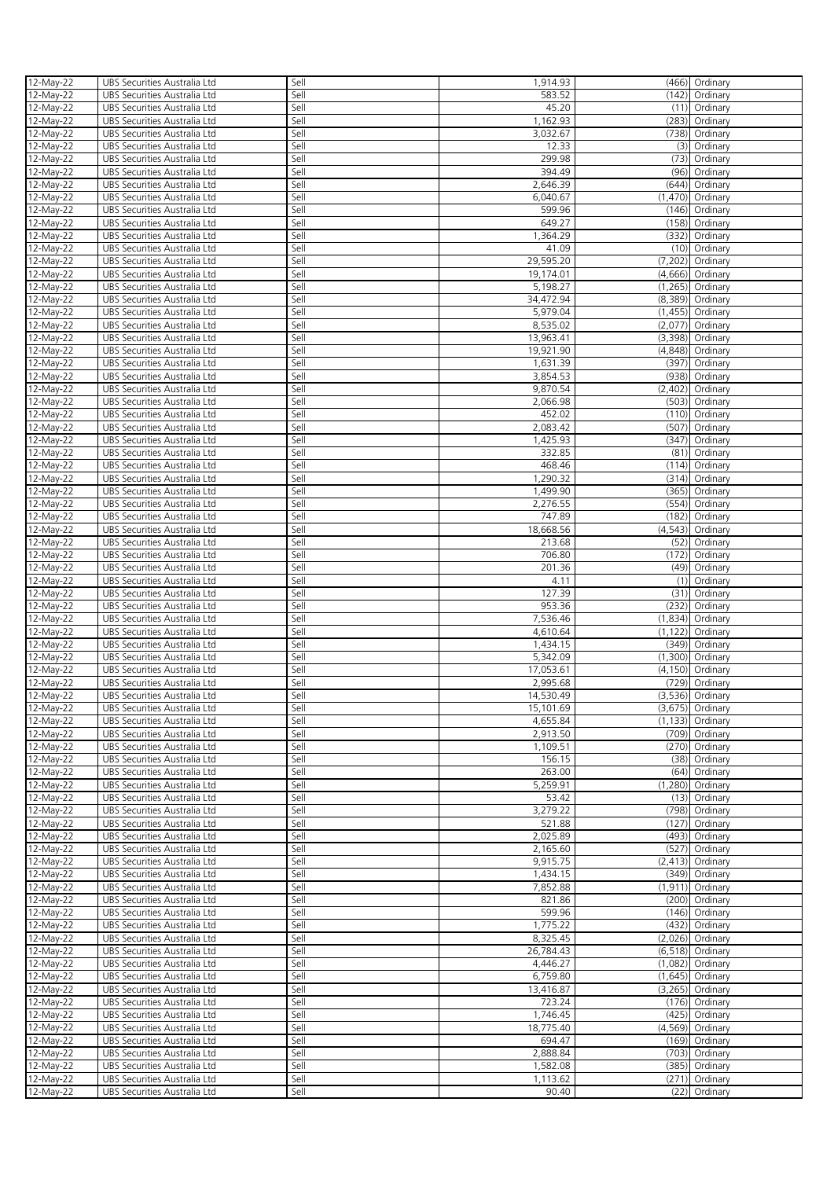| 12-May-22 | UBS Securities Australia Ltd | Sell | 1,914.93 | (466) | Ordinary |
|---|---|---|---|---|---|
| 12-May-22 | UBS Securities Australia Ltd | Sell | 583.52 | (142) | Ordinary |
| 12-May-22 | UBS Securities Australia Ltd | Sell | 45.20 | (11) | Ordinary |
| 12-May-22 | UBS Securities Australia Ltd | Sell | 1,162.93 | (283) | Ordinary |
| 12-May-22 | UBS Securities Australia Ltd | Sell | 3,032.67 | (738) | Ordinary |
| 12-May-22 | UBS Securities Australia Ltd | Sell | 12.33 | (3) | Ordinary |
| 12-May-22 | UBS Securities Australia Ltd | Sell | 299.98 | (73) | Ordinary |
| 12-May-22 | UBS Securities Australia Ltd | Sell | 394.49 | (96) | Ordinary |
| 12-May-22 | UBS Securities Australia Ltd | Sell | 2,646.39 | (644) | Ordinary |
| 12-May-22 | UBS Securities Australia Ltd | Sell | 6,040.67 | (1,470) | Ordinary |
| 12-May-22 | UBS Securities Australia Ltd | Sell | 599.96 | (146) | Ordinary |
| 12-May-22 | UBS Securities Australia Ltd | Sell | 649.27 | (158) | Ordinary |
| 12-May-22 | UBS Securities Australia Ltd | Sell | 1,364.29 | (332) | Ordinary |
| 12-May-22 | UBS Securities Australia Ltd | Sell | 41.09 | (10) | Ordinary |
| 12-May-22 | UBS Securities Australia Ltd | Sell | 29,595.20 | (7,202) | Ordinary |
| 12-May-22 | UBS Securities Australia Ltd | Sell | 19,174.01 | (4,666) | Ordinary |
| 12-May-22 | UBS Securities Australia Ltd | Sell | 5,198.27 | (1,265) | Ordinary |
| 12-May-22 | UBS Securities Australia Ltd | Sell | 34,472.94 | (8,389) | Ordinary |
| 12-May-22 | UBS Securities Australia Ltd | Sell | 5,979.04 | (1,455) | Ordinary |
| 12-May-22 | UBS Securities Australia Ltd | Sell | 8,535.02 | (2,077) | Ordinary |
| 12-May-22 | UBS Securities Australia Ltd | Sell | 13,963.41 | (3,398) | Ordinary |
| 12-May-22 | UBS Securities Australia Ltd | Sell | 19,921.90 | (4,848) | Ordinary |
| 12-May-22 | UBS Securities Australia Ltd | Sell | 1,631.39 | (397) | Ordinary |
| 12-May-22 | UBS Securities Australia Ltd | Sell | 3,854.53 | (938) | Ordinary |
| 12-May-22 | UBS Securities Australia Ltd | Sell | 9,870.54 | (2,402) | Ordinary |
| 12-May-22 | UBS Securities Australia Ltd | Sell | 2,066.98 | (503) | Ordinary |
| 12-May-22 | UBS Securities Australia Ltd | Sell | 452.02 | (110) | Ordinary |
| 12-May-22 | UBS Securities Australia Ltd | Sell | 2,083.42 | (507) | Ordinary |
| 12-May-22 | UBS Securities Australia Ltd | Sell | 1,425.93 | (347) | Ordinary |
| 12-May-22 | UBS Securities Australia Ltd | Sell | 332.85 | (81) | Ordinary |
| 12-May-22 | UBS Securities Australia Ltd | Sell | 468.46 | (114) | Ordinary |
| 12-May-22 | UBS Securities Australia Ltd | Sell | 1,290.32 | (314) | Ordinary |
| 12-May-22 | UBS Securities Australia Ltd | Sell | 1,499.90 | (365) | Ordinary |
| 12-May-22 | UBS Securities Australia Ltd | Sell | 2,276.55 | (554) | Ordinary |
| 12-May-22 | UBS Securities Australia Ltd | Sell | 747.89 | (182) | Ordinary |
| 12-May-22 | UBS Securities Australia Ltd | Sell | 18,668.56 | (4,543) | Ordinary |
| 12-May-22 | UBS Securities Australia Ltd | Sell | 213.68 | (52) | Ordinary |
| 12-May-22 | UBS Securities Australia Ltd | Sell | 706.80 | (172) | Ordinary |
| 12-May-22 | UBS Securities Australia Ltd | Sell | 201.36 | (49) | Ordinary |
| 12-May-22 | UBS Securities Australia Ltd | Sell | 4.11 | (1) | Ordinary |
| 12-May-22 | UBS Securities Australia Ltd | Sell | 127.39 | (31) | Ordinary |
| 12-May-22 | UBS Securities Australia Ltd | Sell | 953.36 | (232) | Ordinary |
| 12-May-22 | UBS Securities Australia Ltd | Sell | 7,536.46 | (1,834) | Ordinary |
| 12-May-22 | UBS Securities Australia Ltd | Sell | 4,610.64 | (1,122) | Ordinary |
| 12-May-22 | UBS Securities Australia Ltd | Sell | 1,434.15 | (349) | Ordinary |
| 12-May-22 | UBS Securities Australia Ltd | Sell | 5,342.09 | (1,300) | Ordinary |
| 12-May-22 | UBS Securities Australia Ltd | Sell | 17,053.61 | (4,150) | Ordinary |
| 12-May-22 | UBS Securities Australia Ltd | Sell | 2,995.68 | (729) | Ordinary |
| 12-May-22 | UBS Securities Australia Ltd | Sell | 14,530.49 | (3,536) | Ordinary |
| 12-May-22 | UBS Securities Australia Ltd | Sell | 15,101.69 | (3,675) | Ordinary |
| 12-May-22 | UBS Securities Australia Ltd | Sell | 4,655.84 | (1,133) | Ordinary |
| 12-May-22 | UBS Securities Australia Ltd | Sell | 2,913.50 | (709) | Ordinary |
| 12-May-22 | UBS Securities Australia Ltd | Sell | 1,109.51 | (270) | Ordinary |
| 12-May-22 | UBS Securities Australia Ltd | Sell | 156.15 | (38) | Ordinary |
| 12-May-22 | UBS Securities Australia Ltd | Sell | 263.00 | (64) | Ordinary |
| 12-May-22 | UBS Securities Australia Ltd | Sell | 5,259.91 | (1,280) | Ordinary |
| 12-May-22 | UBS Securities Australia Ltd | Sell | 53.42 | (13) | Ordinary |
| 12-May-22 | UBS Securities Australia Ltd | Sell | 3,279.22 | (798) | Ordinary |
| 12-May-22 | UBS Securities Australia Ltd | Sell | 521.88 | (127) | Ordinary |
| 12-May-22 | UBS Securities Australia Ltd | Sell | 2,025.89 | (493) | Ordinary |
| 12-May-22 | UBS Securities Australia Ltd | Sell | 2,165.60 | (527) | Ordinary |
| 12-May-22 | UBS Securities Australia Ltd | Sell | 9,915.75 | (2,413) | Ordinary |
| 12-May-22 | UBS Securities Australia Ltd | Sell | 1,434.15 | (349) | Ordinary |
| 12-May-22 | UBS Securities Australia Ltd | Sell | 7,852.88 | (1,911) | Ordinary |
| 12-May-22 | UBS Securities Australia Ltd | Sell | 821.86 | (200) | Ordinary |
| 12-May-22 | UBS Securities Australia Ltd | Sell | 599.96 | (146) | Ordinary |
| 12-May-22 | UBS Securities Australia Ltd | Sell | 1,775.22 | (432) | Ordinary |
| 12-May-22 | UBS Securities Australia Ltd | Sell | 8,325.45 | (2,026) | Ordinary |
| 12-May-22 | UBS Securities Australia Ltd | Sell | 26,784.43 | (6,518) | Ordinary |
| 12-May-22 | UBS Securities Australia Ltd | Sell | 4,446.27 | (1,082) | Ordinary |
| 12-May-22 | UBS Securities Australia Ltd | Sell | 6,759.80 | (1,645) | Ordinary |
| 12-May-22 | UBS Securities Australia Ltd | Sell | 13,416.87 | (3,265) | Ordinary |
| 12-May-22 | UBS Securities Australia Ltd | Sell | 723.24 | (176) | Ordinary |
| 12-May-22 | UBS Securities Australia Ltd | Sell | 1,746.45 | (425) | Ordinary |
| 12-May-22 | UBS Securities Australia Ltd | Sell | 18,775.40 | (4,569) | Ordinary |
| 12-May-22 | UBS Securities Australia Ltd | Sell | 694.47 | (169) | Ordinary |
| 12-May-22 | UBS Securities Australia Ltd | Sell | 2,888.84 | (703) | Ordinary |
| 12-May-22 | UBS Securities Australia Ltd | Sell | 1,582.08 | (385) | Ordinary |
| 12-May-22 | UBS Securities Australia Ltd | Sell | 1,113.62 | (271) | Ordinary |
| 12-May-22 | UBS Securities Australia Ltd | Sell | 90.40 | (22) | Ordinary |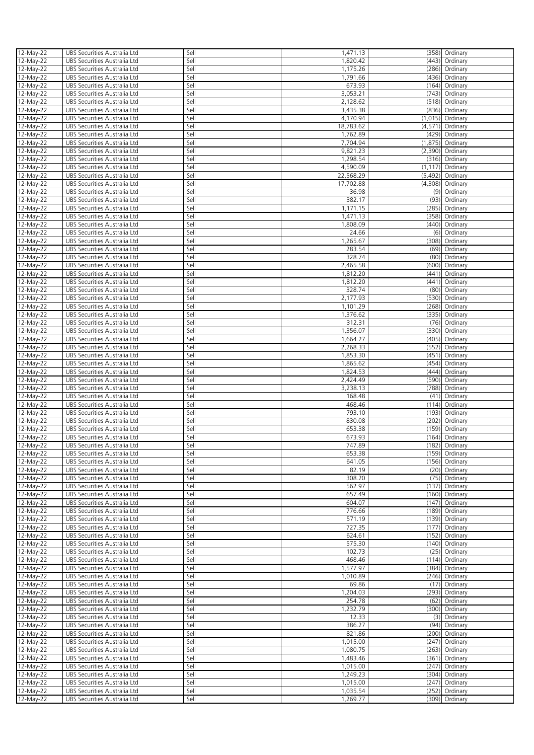| | | | | | |
|---|---|---|---|---|---|
| 12-May-22 | UBS Securities Australia Ltd | Sell | 1,471.13 | (358) | Ordinary |
| 12-May-22 | UBS Securities Australia Ltd | Sell | 1,820.42 | (443) | Ordinary |
| 12-May-22 | UBS Securities Australia Ltd | Sell | 1,175.26 | (286) | Ordinary |
| 12-May-22 | UBS Securities Australia Ltd | Sell | 1,791.66 | (436) | Ordinary |
| 12-May-22 | UBS Securities Australia Ltd | Sell | 673.93 | (164) | Ordinary |
| 12-May-22 | UBS Securities Australia Ltd | Sell | 3,053.21 | (743) | Ordinary |
| 12-May-22 | UBS Securities Australia Ltd | Sell | 2,128.62 | (518) | Ordinary |
| 12-May-22 | UBS Securities Australia Ltd | Sell | 3,435.38 | (836) | Ordinary |
| 12-May-22 | UBS Securities Australia Ltd | Sell | 4,170.94 | (1,015) | Ordinary |
| 12-May-22 | UBS Securities Australia Ltd | Sell | 18,783.62 | (4,571) | Ordinary |
| 12-May-22 | UBS Securities Australia Ltd | Sell | 1,762.89 | (429) | Ordinary |
| 12-May-22 | UBS Securities Australia Ltd | Sell | 7,704.94 | (1,875) | Ordinary |
| 12-May-22 | UBS Securities Australia Ltd | Sell | 9,821.23 | (2,390) | Ordinary |
| 12-May-22 | UBS Securities Australia Ltd | Sell | 1,298.54 | (316) | Ordinary |
| 12-May-22 | UBS Securities Australia Ltd | Sell | 4,590.09 | (1,117) | Ordinary |
| 12-May-22 | UBS Securities Australia Ltd | Sell | 22,568.29 | (5,492) | Ordinary |
| 12-May-22 | UBS Securities Australia Ltd | Sell | 17,702.88 | (4,308) | Ordinary |
| 12-May-22 | UBS Securities Australia Ltd | Sell | 36.98 | (9) | Ordinary |
| 12-May-22 | UBS Securities Australia Ltd | Sell | 382.17 | (93) | Ordinary |
| 12-May-22 | UBS Securities Australia Ltd | Sell | 1,171.15 | (285) | Ordinary |
| 12-May-22 | UBS Securities Australia Ltd | Sell | 1,471.13 | (358) | Ordinary |
| 12-May-22 | UBS Securities Australia Ltd | Sell | 1,808.09 | (440) | Ordinary |
| 12-May-22 | UBS Securities Australia Ltd | Sell | 24.66 | (6) | Ordinary |
| 12-May-22 | UBS Securities Australia Ltd | Sell | 1,265.67 | (308) | Ordinary |
| 12-May-22 | UBS Securities Australia Ltd | Sell | 283.54 | (69) | Ordinary |
| 12-May-22 | UBS Securities Australia Ltd | Sell | 328.74 | (80) | Ordinary |
| 12-May-22 | UBS Securities Australia Ltd | Sell | 2,465.58 | (600) | Ordinary |
| 12-May-22 | UBS Securities Australia Ltd | Sell | 1,812.20 | (441) | Ordinary |
| 12-May-22 | UBS Securities Australia Ltd | Sell | 1,812.20 | (441) | Ordinary |
| 12-May-22 | UBS Securities Australia Ltd | Sell | 328.74 | (80) | Ordinary |
| 12-May-22 | UBS Securities Australia Ltd | Sell | 2,177.93 | (530) | Ordinary |
| 12-May-22 | UBS Securities Australia Ltd | Sell | 1,101.29 | (268) | Ordinary |
| 12-May-22 | UBS Securities Australia Ltd | Sell | 1,376.62 | (335) | Ordinary |
| 12-May-22 | UBS Securities Australia Ltd | Sell | 312.31 | (76) | Ordinary |
| 12-May-22 | UBS Securities Australia Ltd | Sell | 1,356.07 | (330) | Ordinary |
| 12-May-22 | UBS Securities Australia Ltd | Sell | 1,664.27 | (405) | Ordinary |
| 12-May-22 | UBS Securities Australia Ltd | Sell | 2,268.33 | (552) | Ordinary |
| 12-May-22 | UBS Securities Australia Ltd | Sell | 1,853.30 | (451) | Ordinary |
| 12-May-22 | UBS Securities Australia Ltd | Sell | 1,865.62 | (454) | Ordinary |
| 12-May-22 | UBS Securities Australia Ltd | Sell | 1,824.53 | (444) | Ordinary |
| 12-May-22 | UBS Securities Australia Ltd | Sell | 2,424.49 | (590) | Ordinary |
| 12-May-22 | UBS Securities Australia Ltd | Sell | 3,238.13 | (788) | Ordinary |
| 12-May-22 | UBS Securities Australia Ltd | Sell | 168.48 | (41) | Ordinary |
| 12-May-22 | UBS Securities Australia Ltd | Sell | 468.46 | (114) | Ordinary |
| 12-May-22 | UBS Securities Australia Ltd | Sell | 793.10 | (193) | Ordinary |
| 12-May-22 | UBS Securities Australia Ltd | Sell | 830.08 | (202) | Ordinary |
| 12-May-22 | UBS Securities Australia Ltd | Sell | 653.38 | (159) | Ordinary |
| 12-May-22 | UBS Securities Australia Ltd | Sell | 673.93 | (164) | Ordinary |
| 12-May-22 | UBS Securities Australia Ltd | Sell | 747.89 | (182) | Ordinary |
| 12-May-22 | UBS Securities Australia Ltd | Sell | 653.38 | (159) | Ordinary |
| 12-May-22 | UBS Securities Australia Ltd | Sell | 641.05 | (156) | Ordinary |
| 12-May-22 | UBS Securities Australia Ltd | Sell | 82.19 | (20) | Ordinary |
| 12-May-22 | UBS Securities Australia Ltd | Sell | 308.20 | (75) | Ordinary |
| 12-May-22 | UBS Securities Australia Ltd | Sell | 562.97 | (137) | Ordinary |
| 12-May-22 | UBS Securities Australia Ltd | Sell | 657.49 | (160) | Ordinary |
| 12-May-22 | UBS Securities Australia Ltd | Sell | 604.07 | (147) | Ordinary |
| 12-May-22 | UBS Securities Australia Ltd | Sell | 776.66 | (189) | Ordinary |
| 12-May-22 | UBS Securities Australia Ltd | Sell | 571.19 | (139) | Ordinary |
| 12-May-22 | UBS Securities Australia Ltd | Sell | 727.35 | (177) | Ordinary |
| 12-May-22 | UBS Securities Australia Ltd | Sell | 624.61 | (152) | Ordinary |
| 12-May-22 | UBS Securities Australia Ltd | Sell | 575.30 | (140) | Ordinary |
| 12-May-22 | UBS Securities Australia Ltd | Sell | 102.73 | (25) | Ordinary |
| 12-May-22 | UBS Securities Australia Ltd | Sell | 468.46 | (114) | Ordinary |
| 12-May-22 | UBS Securities Australia Ltd | Sell | 1,577.97 | (384) | Ordinary |
| 12-May-22 | UBS Securities Australia Ltd | Sell | 1,010.89 | (246) | Ordinary |
| 12-May-22 | UBS Securities Australia Ltd | Sell | 69.86 | (17) | Ordinary |
| 12-May-22 | UBS Securities Australia Ltd | Sell | 1,204.03 | (293) | Ordinary |
| 12-May-22 | UBS Securities Australia Ltd | Sell | 254.78 | (62) | Ordinary |
| 12-May-22 | UBS Securities Australia Ltd | Sell | 1,232.79 | (300) | Ordinary |
| 12-May-22 | UBS Securities Australia Ltd | Sell | 12.33 | (3) | Ordinary |
| 12-May-22 | UBS Securities Australia Ltd | Sell | 386.27 | (94) | Ordinary |
| 12-May-22 | UBS Securities Australia Ltd | Sell | 821.86 | (200) | Ordinary |
| 12-May-22 | UBS Securities Australia Ltd | Sell | 1,015.00 | (247) | Ordinary |
| 12-May-22 | UBS Securities Australia Ltd | Sell | 1,080.75 | (263) | Ordinary |
| 12-May-22 | UBS Securities Australia Ltd | Sell | 1,483.46 | (361) | Ordinary |
| 12-May-22 | UBS Securities Australia Ltd | Sell | 1,015.00 | (247) | Ordinary |
| 12-May-22 | UBS Securities Australia Ltd | Sell | 1,249.23 | (304) | Ordinary |
| 12-May-22 | UBS Securities Australia Ltd | Sell | 1,015.00 | (247) | Ordinary |
| 12-May-22 | UBS Securities Australia Ltd | Sell | 1,035.54 | (252) | Ordinary |
| 12-May-22 | UBS Securities Australia Ltd | Sell | 1,269.77 | (309) | Ordinary |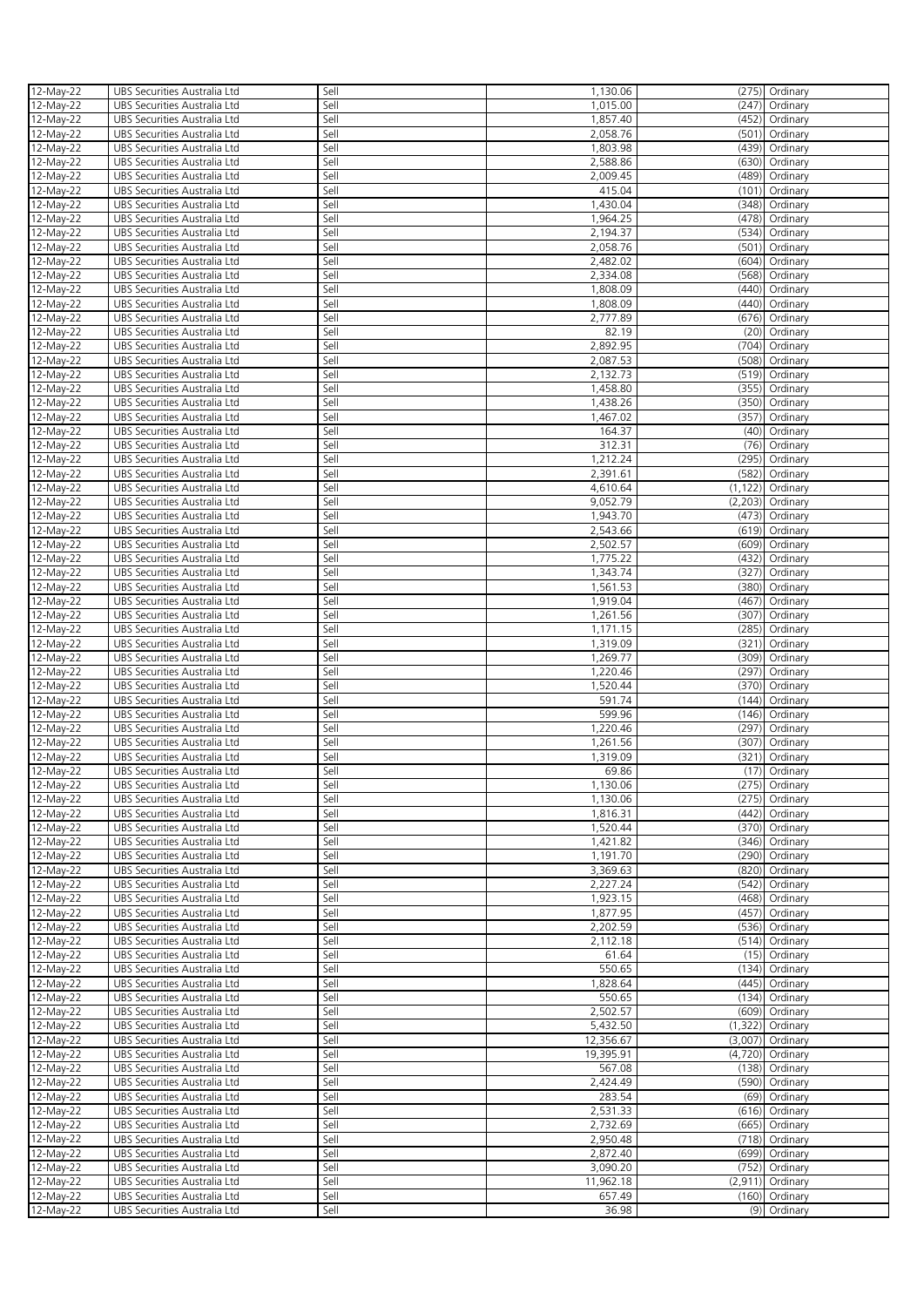| 12-May-22 | UBS Securities Australia Ltd | Sell | 1,130.06 | (275) | Ordinary |
|---|---|---|---|---|---|
| 12-May-22 | UBS Securities Australia Ltd | Sell | 1,015.00 | (247) | Ordinary |
| 12-May-22 | UBS Securities Australia Ltd | Sell | 1,857.40 | (452) | Ordinary |
| 12-May-22 | UBS Securities Australia Ltd | Sell | 2,058.76 | (501) | Ordinary |
| 12-May-22 | UBS Securities Australia Ltd | Sell | 1,803.98 | (439) | Ordinary |
| 12-May-22 | UBS Securities Australia Ltd | Sell | 2,588.86 | (630) | Ordinary |
| 12-May-22 | UBS Securities Australia Ltd | Sell | 2,009.45 | (489) | Ordinary |
| 12-May-22 | UBS Securities Australia Ltd | Sell | 415.04 | (101) | Ordinary |
| 12-May-22 | UBS Securities Australia Ltd | Sell | 1,430.04 | (348) | Ordinary |
| 12-May-22 | UBS Securities Australia Ltd | Sell | 1,964.25 | (478) | Ordinary |
| 12-May-22 | UBS Securities Australia Ltd | Sell | 2,194.37 | (534) | Ordinary |
| 12-May-22 | UBS Securities Australia Ltd | Sell | 2,058.76 | (501) | Ordinary |
| 12-May-22 | UBS Securities Australia Ltd | Sell | 2,482.02 | (604) | Ordinary |
| 12-May-22 | UBS Securities Australia Ltd | Sell | 2,334.08 | (568) | Ordinary |
| 12-May-22 | UBS Securities Australia Ltd | Sell | 1,808.09 | (440) | Ordinary |
| 12-May-22 | UBS Securities Australia Ltd | Sell | 1,808.09 | (440) | Ordinary |
| 12-May-22 | UBS Securities Australia Ltd | Sell | 2,777.89 | (676) | Ordinary |
| 12-May-22 | UBS Securities Australia Ltd | Sell | 82.19 | (20) | Ordinary |
| 12-May-22 | UBS Securities Australia Ltd | Sell | 2,892.95 | (704) | Ordinary |
| 12-May-22 | UBS Securities Australia Ltd | Sell | 2,087.53 | (508) | Ordinary |
| 12-May-22 | UBS Securities Australia Ltd | Sell | 2,132.73 | (519) | Ordinary |
| 12-May-22 | UBS Securities Australia Ltd | Sell | 1,458.80 | (355) | Ordinary |
| 12-May-22 | UBS Securities Australia Ltd | Sell | 1,438.26 | (350) | Ordinary |
| 12-May-22 | UBS Securities Australia Ltd | Sell | 1,467.02 | (357) | Ordinary |
| 12-May-22 | UBS Securities Australia Ltd | Sell | 164.37 | (40) | Ordinary |
| 12-May-22 | UBS Securities Australia Ltd | Sell | 312.31 | (76) | Ordinary |
| 12-May-22 | UBS Securities Australia Ltd | Sell | 1,212.24 | (295) | Ordinary |
| 12-May-22 | UBS Securities Australia Ltd | Sell | 2,391.61 | (582) | Ordinary |
| 12-May-22 | UBS Securities Australia Ltd | Sell | 4,610.64 | (1,122) | Ordinary |
| 12-May-22 | UBS Securities Australia Ltd | Sell | 9,052.79 | (2,203) | Ordinary |
| 12-May-22 | UBS Securities Australia Ltd | Sell | 1,943.70 | (473) | Ordinary |
| 12-May-22 | UBS Securities Australia Ltd | Sell | 2,543.66 | (619) | Ordinary |
| 12-May-22 | UBS Securities Australia Ltd | Sell | 2,502.57 | (609) | Ordinary |
| 12-May-22 | UBS Securities Australia Ltd | Sell | 1,775.22 | (432) | Ordinary |
| 12-May-22 | UBS Securities Australia Ltd | Sell | 1,343.74 | (327) | Ordinary |
| 12-May-22 | UBS Securities Australia Ltd | Sell | 1,561.53 | (380) | Ordinary |
| 12-May-22 | UBS Securities Australia Ltd | Sell | 1,919.04 | (467) | Ordinary |
| 12-May-22 | UBS Securities Australia Ltd | Sell | 1,261.56 | (307) | Ordinary |
| 12-May-22 | UBS Securities Australia Ltd | Sell | 1,171.15 | (285) | Ordinary |
| 12-May-22 | UBS Securities Australia Ltd | Sell | 1,319.09 | (321) | Ordinary |
| 12-May-22 | UBS Securities Australia Ltd | Sell | 1,269.77 | (309) | Ordinary |
| 12-May-22 | UBS Securities Australia Ltd | Sell | 1,220.46 | (297) | Ordinary |
| 12-May-22 | UBS Securities Australia Ltd | Sell | 1,520.44 | (370) | Ordinary |
| 12-May-22 | UBS Securities Australia Ltd | Sell | 591.74 | (144) | Ordinary |
| 12-May-22 | UBS Securities Australia Ltd | Sell | 599.96 | (146) | Ordinary |
| 12-May-22 | UBS Securities Australia Ltd | Sell | 1,220.46 | (297) | Ordinary |
| 12-May-22 | UBS Securities Australia Ltd | Sell | 1,261.56 | (307) | Ordinary |
| 12-May-22 | UBS Securities Australia Ltd | Sell | 1,319.09 | (321) | Ordinary |
| 12-May-22 | UBS Securities Australia Ltd | Sell | 69.86 | (17) | Ordinary |
| 12-May-22 | UBS Securities Australia Ltd | Sell | 1,130.06 | (275) | Ordinary |
| 12-May-22 | UBS Securities Australia Ltd | Sell | 1,130.06 | (275) | Ordinary |
| 12-May-22 | UBS Securities Australia Ltd | Sell | 1,816.31 | (442) | Ordinary |
| 12-May-22 | UBS Securities Australia Ltd | Sell | 1,520.44 | (370) | Ordinary |
| 12-May-22 | UBS Securities Australia Ltd | Sell | 1,421.82 | (346) | Ordinary |
| 12-May-22 | UBS Securities Australia Ltd | Sell | 1,191.70 | (290) | Ordinary |
| 12-May-22 | UBS Securities Australia Ltd | Sell | 3,369.63 | (820) | Ordinary |
| 12-May-22 | UBS Securities Australia Ltd | Sell | 2,227.24 | (542) | Ordinary |
| 12-May-22 | UBS Securities Australia Ltd | Sell | 1,923.15 | (468) | Ordinary |
| 12-May-22 | UBS Securities Australia Ltd | Sell | 1,877.95 | (457) | Ordinary |
| 12-May-22 | UBS Securities Australia Ltd | Sell | 2,202.59 | (536) | Ordinary |
| 12-May-22 | UBS Securities Australia Ltd | Sell | 2,112.18 | (514) | Ordinary |
| 12-May-22 | UBS Securities Australia Ltd | Sell | 61.64 | (15) | Ordinary |
| 12-May-22 | UBS Securities Australia Ltd | Sell | 550.65 | (134) | Ordinary |
| 12-May-22 | UBS Securities Australia Ltd | Sell | 1,828.64 | (445) | Ordinary |
| 12-May-22 | UBS Securities Australia Ltd | Sell | 550.65 | (134) | Ordinary |
| 12-May-22 | UBS Securities Australia Ltd | Sell | 2,502.57 | (609) | Ordinary |
| 12-May-22 | UBS Securities Australia Ltd | Sell | 5,432.50 | (1,322) | Ordinary |
| 12-May-22 | UBS Securities Australia Ltd | Sell | 12,356.67 | (3,007) | Ordinary |
| 12-May-22 | UBS Securities Australia Ltd | Sell | 19,395.91 | (4,720) | Ordinary |
| 12-May-22 | UBS Securities Australia Ltd | Sell | 567.08 | (138) | Ordinary |
| 12-May-22 | UBS Securities Australia Ltd | Sell | 2,424.49 | (590) | Ordinary |
| 12-May-22 | UBS Securities Australia Ltd | Sell | 283.54 | (69) | Ordinary |
| 12-May-22 | UBS Securities Australia Ltd | Sell | 2,531.33 | (616) | Ordinary |
| 12-May-22 | UBS Securities Australia Ltd | Sell | 2,732.69 | (665) | Ordinary |
| 12-May-22 | UBS Securities Australia Ltd | Sell | 2,950.48 | (718) | Ordinary |
| 12-May-22 | UBS Securities Australia Ltd | Sell | 2,872.40 | (699) | Ordinary |
| 12-May-22 | UBS Securities Australia Ltd | Sell | 3,090.20 | (752) | Ordinary |
| 12-May-22 | UBS Securities Australia Ltd | Sell | 11,962.18 | (2,911) | Ordinary |
| 12-May-22 | UBS Securities Australia Ltd | Sell | 657.49 | (160) | Ordinary |
| 12-May-22 | UBS Securities Australia Ltd | Sell | 36.98 | (9) | Ordinary |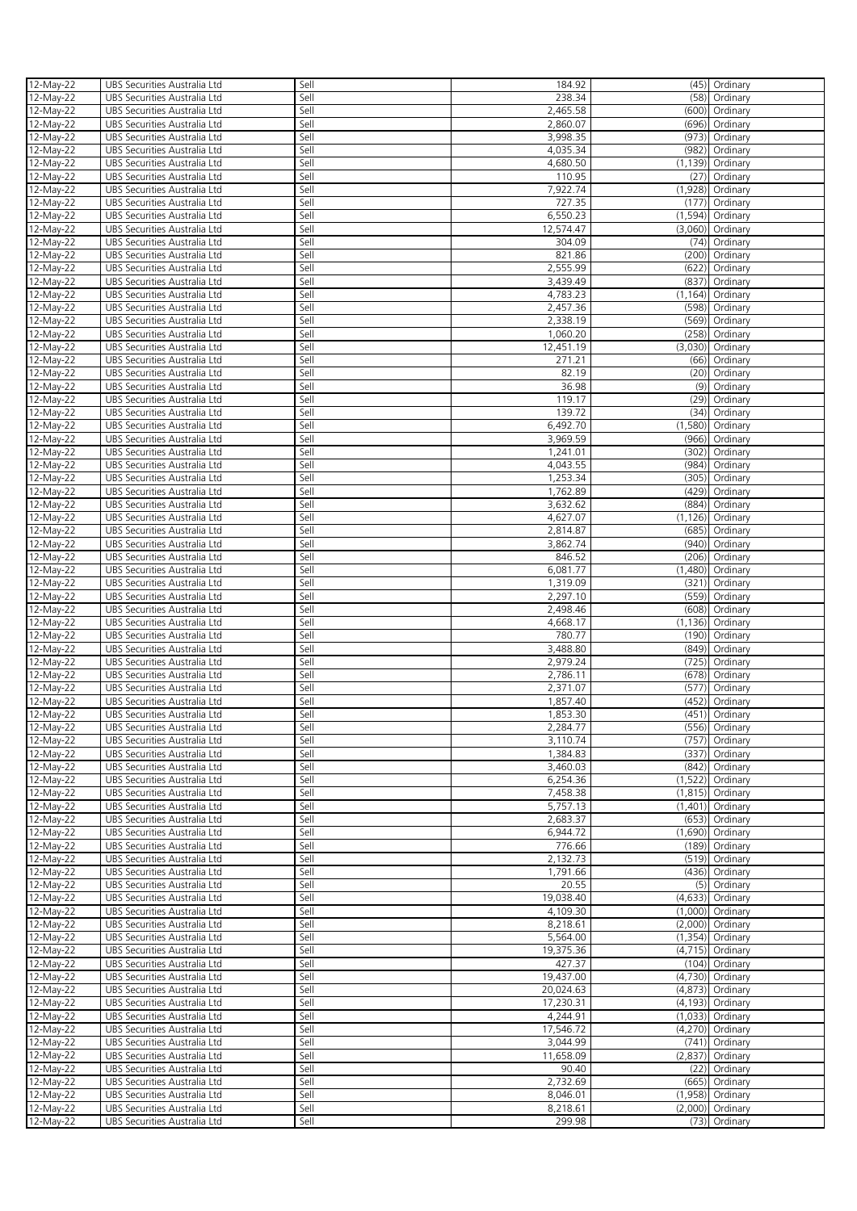| | | | | | |
|---|---|---|---|---|---|
| 12-May-22 | UBS Securities Australia Ltd | Sell | 184.92 | (45) | Ordinary |
| 12-May-22 | UBS Securities Australia Ltd | Sell | 238.34 | (58) | Ordinary |
| 12-May-22 | UBS Securities Australia Ltd | Sell | 2,465.58 | (600) | Ordinary |
| 12-May-22 | UBS Securities Australia Ltd | Sell | 2,860.07 | (696) | Ordinary |
| 12-May-22 | UBS Securities Australia Ltd | Sell | 3,998.35 | (973) | Ordinary |
| 12-May-22 | UBS Securities Australia Ltd | Sell | 4,035.34 | (982) | Ordinary |
| 12-May-22 | UBS Securities Australia Ltd | Sell | 4,680.50 | (1,139) | Ordinary |
| 12-May-22 | UBS Securities Australia Ltd | Sell | 110.95 | (27) | Ordinary |
| 12-May-22 | UBS Securities Australia Ltd | Sell | 7,922.74 | (1,928) | Ordinary |
| 12-May-22 | UBS Securities Australia Ltd | Sell | 727.35 | (177) | Ordinary |
| 12-May-22 | UBS Securities Australia Ltd | Sell | 6,550.23 | (1,594) | Ordinary |
| 12-May-22 | UBS Securities Australia Ltd | Sell | 12,574.47 | (3,060) | Ordinary |
| 12-May-22 | UBS Securities Australia Ltd | Sell | 304.09 | (74) | Ordinary |
| 12-May-22 | UBS Securities Australia Ltd | Sell | 821.86 | (200) | Ordinary |
| 12-May-22 | UBS Securities Australia Ltd | Sell | 2,555.99 | (622) | Ordinary |
| 12-May-22 | UBS Securities Australia Ltd | Sell | 3,439.49 | (837) | Ordinary |
| 12-May-22 | UBS Securities Australia Ltd | Sell | 4,783.23 | (1,164) | Ordinary |
| 12-May-22 | UBS Securities Australia Ltd | Sell | 2,457.36 | (598) | Ordinary |
| 12-May-22 | UBS Securities Australia Ltd | Sell | 2,338.19 | (569) | Ordinary |
| 12-May-22 | UBS Securities Australia Ltd | Sell | 1,060.20 | (258) | Ordinary |
| 12-May-22 | UBS Securities Australia Ltd | Sell | 12,451.19 | (3,030) | Ordinary |
| 12-May-22 | UBS Securities Australia Ltd | Sell | 271.21 | (66) | Ordinary |
| 12-May-22 | UBS Securities Australia Ltd | Sell | 82.19 | (20) | Ordinary |
| 12-May-22 | UBS Securities Australia Ltd | Sell | 36.98 | (9) | Ordinary |
| 12-May-22 | UBS Securities Australia Ltd | Sell | 119.17 | (29) | Ordinary |
| 12-May-22 | UBS Securities Australia Ltd | Sell | 139.72 | (34) | Ordinary |
| 12-May-22 | UBS Securities Australia Ltd | Sell | 6,492.70 | (1,580) | Ordinary |
| 12-May-22 | UBS Securities Australia Ltd | Sell | 3,969.59 | (966) | Ordinary |
| 12-May-22 | UBS Securities Australia Ltd | Sell | 1,241.01 | (302) | Ordinary |
| 12-May-22 | UBS Securities Australia Ltd | Sell | 4,043.55 | (984) | Ordinary |
| 12-May-22 | UBS Securities Australia Ltd | Sell | 1,253.34 | (305) | Ordinary |
| 12-May-22 | UBS Securities Australia Ltd | Sell | 1,762.89 | (429) | Ordinary |
| 12-May-22 | UBS Securities Australia Ltd | Sell | 3,632.62 | (884) | Ordinary |
| 12-May-22 | UBS Securities Australia Ltd | Sell | 4,627.07 | (1,126) | Ordinary |
| 12-May-22 | UBS Securities Australia Ltd | Sell | 2,814.87 | (685) | Ordinary |
| 12-May-22 | UBS Securities Australia Ltd | Sell | 3,862.74 | (940) | Ordinary |
| 12-May-22 | UBS Securities Australia Ltd | Sell | 846.52 | (206) | Ordinary |
| 12-May-22 | UBS Securities Australia Ltd | Sell | 6,081.77 | (1,480) | Ordinary |
| 12-May-22 | UBS Securities Australia Ltd | Sell | 1,319.09 | (321) | Ordinary |
| 12-May-22 | UBS Securities Australia Ltd | Sell | 2,297.10 | (559) | Ordinary |
| 12-May-22 | UBS Securities Australia Ltd | Sell | 2,498.46 | (608) | Ordinary |
| 12-May-22 | UBS Securities Australia Ltd | Sell | 4,668.17 | (1,136) | Ordinary |
| 12-May-22 | UBS Securities Australia Ltd | Sell | 780.77 | (190) | Ordinary |
| 12-May-22 | UBS Securities Australia Ltd | Sell | 3,488.80 | (849) | Ordinary |
| 12-May-22 | UBS Securities Australia Ltd | Sell | 2,979.24 | (725) | Ordinary |
| 12-May-22 | UBS Securities Australia Ltd | Sell | 2,786.11 | (678) | Ordinary |
| 12-May-22 | UBS Securities Australia Ltd | Sell | 2,371.07 | (577) | Ordinary |
| 12-May-22 | UBS Securities Australia Ltd | Sell | 1,857.40 | (452) | Ordinary |
| 12-May-22 | UBS Securities Australia Ltd | Sell | 1,853.30 | (451) | Ordinary |
| 12-May-22 | UBS Securities Australia Ltd | Sell | 2,284.77 | (556) | Ordinary |
| 12-May-22 | UBS Securities Australia Ltd | Sell | 3,110.74 | (757) | Ordinary |
| 12-May-22 | UBS Securities Australia Ltd | Sell | 1,384.83 | (337) | Ordinary |
| 12-May-22 | UBS Securities Australia Ltd | Sell | 3,460.03 | (842) | Ordinary |
| 12-May-22 | UBS Securities Australia Ltd | Sell | 6,254.36 | (1,522) | Ordinary |
| 12-May-22 | UBS Securities Australia Ltd | Sell | 7,458.38 | (1,815) | Ordinary |
| 12-May-22 | UBS Securities Australia Ltd | Sell | 5,757.13 | (1,401) | Ordinary |
| 12-May-22 | UBS Securities Australia Ltd | Sell | 2,683.37 | (653) | Ordinary |
| 12-May-22 | UBS Securities Australia Ltd | Sell | 6,944.72 | (1,690) | Ordinary |
| 12-May-22 | UBS Securities Australia Ltd | Sell | 776.66 | (189) | Ordinary |
| 12-May-22 | UBS Securities Australia Ltd | Sell | 2,132.73 | (519) | Ordinary |
| 12-May-22 | UBS Securities Australia Ltd | Sell | 1,791.66 | (436) | Ordinary |
| 12-May-22 | UBS Securities Australia Ltd | Sell | 20.55 | (5) | Ordinary |
| 12-May-22 | UBS Securities Australia Ltd | Sell | 19,038.40 | (4,633) | Ordinary |
| 12-May-22 | UBS Securities Australia Ltd | Sell | 4,109.30 | (1,000) | Ordinary |
| 12-May-22 | UBS Securities Australia Ltd | Sell | 8,218.61 | (2,000) | Ordinary |
| 12-May-22 | UBS Securities Australia Ltd | Sell | 5,564.00 | (1,354) | Ordinary |
| 12-May-22 | UBS Securities Australia Ltd | Sell | 19,375.36 | (4,715) | Ordinary |
| 12-May-22 | UBS Securities Australia Ltd | Sell | 427.37 | (104) | Ordinary |
| 12-May-22 | UBS Securities Australia Ltd | Sell | 19,437.00 | (4,730) | Ordinary |
| 12-May-22 | UBS Securities Australia Ltd | Sell | 20,024.63 | (4,873) | Ordinary |
| 12-May-22 | UBS Securities Australia Ltd | Sell | 17,230.31 | (4,193) | Ordinary |
| 12-May-22 | UBS Securities Australia Ltd | Sell | 4,244.91 | (1,033) | Ordinary |
| 12-May-22 | UBS Securities Australia Ltd | Sell | 17,546.72 | (4,270) | Ordinary |
| 12-May-22 | UBS Securities Australia Ltd | Sell | 3,044.99 | (741) | Ordinary |
| 12-May-22 | UBS Securities Australia Ltd | Sell | 11,658.09 | (2,837) | Ordinary |
| 12-May-22 | UBS Securities Australia Ltd | Sell | 90.40 | (22) | Ordinary |
| 12-May-22 | UBS Securities Australia Ltd | Sell | 2,732.69 | (665) | Ordinary |
| 12-May-22 | UBS Securities Australia Ltd | Sell | 8,046.01 | (1,958) | Ordinary |
| 12-May-22 | UBS Securities Australia Ltd | Sell | 8,218.61 | (2,000) | Ordinary |
| 12-May-22 | UBS Securities Australia Ltd | Sell | 299.98 | (73) | Ordinary |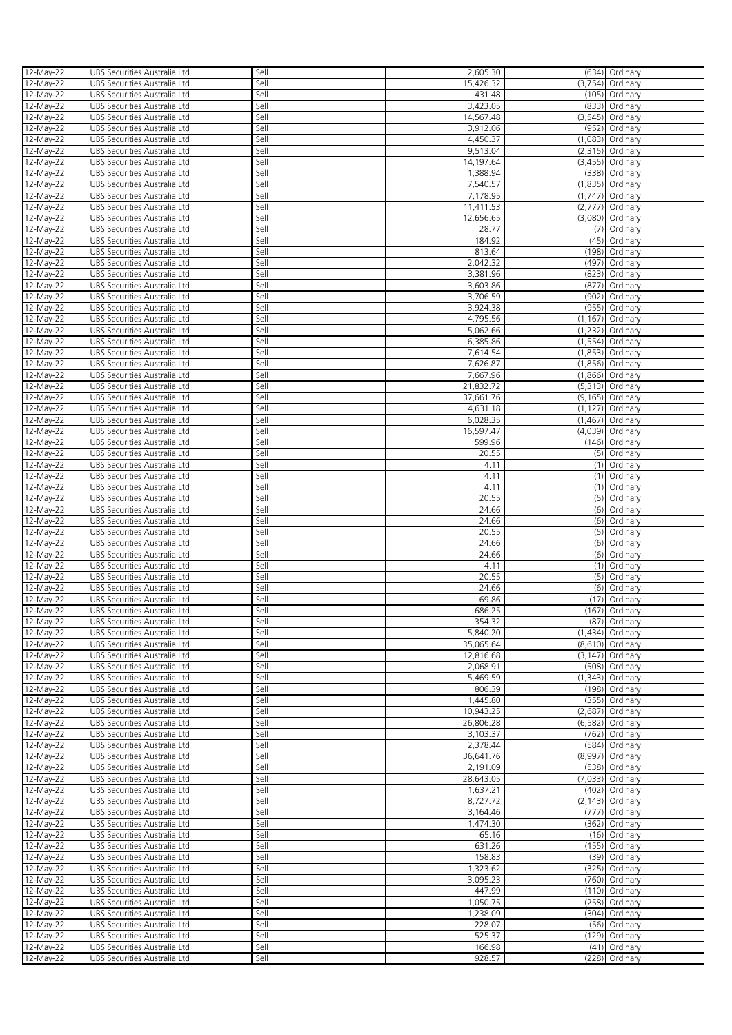| 12-May-22 | UBS Securities Australia Ltd | Sell | 2,605.30 | (634) | Ordinary |
|---|---|---|---|---|---|
| 12-May-22 | UBS Securities Australia Ltd | Sell | 15,426.32 | (3,754) | Ordinary |
| 12-May-22 | UBS Securities Australia Ltd | Sell | 431.48 | (105) | Ordinary |
| 12-May-22 | UBS Securities Australia Ltd | Sell | 3,423.05 | (833) | Ordinary |
| 12-May-22 | UBS Securities Australia Ltd | Sell | 14,567.48 | (3,545) | Ordinary |
| 12-May-22 | UBS Securities Australia Ltd | Sell | 3,912.06 | (952) | Ordinary |
| 12-May-22 | UBS Securities Australia Ltd | Sell | 4,450.37 | (1,083) | Ordinary |
| 12-May-22 | UBS Securities Australia Ltd | Sell | 9,513.04 | (2,315) | Ordinary |
| 12-May-22 | UBS Securities Australia Ltd | Sell | 14,197.64 | (3,455) | Ordinary |
| 12-May-22 | UBS Securities Australia Ltd | Sell | 1,388.94 | (338) | Ordinary |
| 12-May-22 | UBS Securities Australia Ltd | Sell | 7,540.57 | (1,835) | Ordinary |
| 12-May-22 | UBS Securities Australia Ltd | Sell | 7,178.95 | (1,747) | Ordinary |
| 12-May-22 | UBS Securities Australia Ltd | Sell | 11,411.53 | (2,777) | Ordinary |
| 12-May-22 | UBS Securities Australia Ltd | Sell | 12,656.65 | (3,080) | Ordinary |
| 12-May-22 | UBS Securities Australia Ltd | Sell | 28.77 | (7) | Ordinary |
| 12-May-22 | UBS Securities Australia Ltd | Sell | 184.92 | (45) | Ordinary |
| 12-May-22 | UBS Securities Australia Ltd | Sell | 813.64 | (198) | Ordinary |
| 12-May-22 | UBS Securities Australia Ltd | Sell | 2,042.32 | (497) | Ordinary |
| 12-May-22 | UBS Securities Australia Ltd | Sell | 3,381.96 | (823) | Ordinary |
| 12-May-22 | UBS Securities Australia Ltd | Sell | 3,603.86 | (877) | Ordinary |
| 12-May-22 | UBS Securities Australia Ltd | Sell | 3,706.59 | (902) | Ordinary |
| 12-May-22 | UBS Securities Australia Ltd | Sell | 3,924.38 | (955) | Ordinary |
| 12-May-22 | UBS Securities Australia Ltd | Sell | 4,795.56 | (1,167) | Ordinary |
| 12-May-22 | UBS Securities Australia Ltd | Sell | 5,062.66 | (1,232) | Ordinary |
| 12-May-22 | UBS Securities Australia Ltd | Sell | 6,385.86 | (1,554) | Ordinary |
| 12-May-22 | UBS Securities Australia Ltd | Sell | 7,614.54 | (1,853) | Ordinary |
| 12-May-22 | UBS Securities Australia Ltd | Sell | 7,626.87 | (1,856) | Ordinary |
| 12-May-22 | UBS Securities Australia Ltd | Sell | 7,667.96 | (1,866) | Ordinary |
| 12-May-22 | UBS Securities Australia Ltd | Sell | 21,832.72 | (5,313) | Ordinary |
| 12-May-22 | UBS Securities Australia Ltd | Sell | 37,661.76 | (9,165) | Ordinary |
| 12-May-22 | UBS Securities Australia Ltd | Sell | 4,631.18 | (1,127) | Ordinary |
| 12-May-22 | UBS Securities Australia Ltd | Sell | 6,028.35 | (1,467) | Ordinary |
| 12-May-22 | UBS Securities Australia Ltd | Sell | 16,597.47 | (4,039) | Ordinary |
| 12-May-22 | UBS Securities Australia Ltd | Sell | 599.96 | (146) | Ordinary |
| 12-May-22 | UBS Securities Australia Ltd | Sell | 20.55 | (5) | Ordinary |
| 12-May-22 | UBS Securities Australia Ltd | Sell | 4.11 | (1) | Ordinary |
| 12-May-22 | UBS Securities Australia Ltd | Sell | 4.11 | (1) | Ordinary |
| 12-May-22 | UBS Securities Australia Ltd | Sell | 4.11 | (1) | Ordinary |
| 12-May-22 | UBS Securities Australia Ltd | Sell | 20.55 | (5) | Ordinary |
| 12-May-22 | UBS Securities Australia Ltd | Sell | 24.66 | (6) | Ordinary |
| 12-May-22 | UBS Securities Australia Ltd | Sell | 24.66 | (6) | Ordinary |
| 12-May-22 | UBS Securities Australia Ltd | Sell | 20.55 | (5) | Ordinary |
| 12-May-22 | UBS Securities Australia Ltd | Sell | 24.66 | (6) | Ordinary |
| 12-May-22 | UBS Securities Australia Ltd | Sell | 24.66 | (6) | Ordinary |
| 12-May-22 | UBS Securities Australia Ltd | Sell | 4.11 | (1) | Ordinary |
| 12-May-22 | UBS Securities Australia Ltd | Sell | 20.55 | (5) | Ordinary |
| 12-May-22 | UBS Securities Australia Ltd | Sell | 24.66 | (6) | Ordinary |
| 12-May-22 | UBS Securities Australia Ltd | Sell | 69.86 | (17) | Ordinary |
| 12-May-22 | UBS Securities Australia Ltd | Sell | 686.25 | (167) | Ordinary |
| 12-May-22 | UBS Securities Australia Ltd | Sell | 354.32 | (87) | Ordinary |
| 12-May-22 | UBS Securities Australia Ltd | Sell | 5,840.20 | (1,434) | Ordinary |
| 12-May-22 | UBS Securities Australia Ltd | Sell | 35,065.64 | (8,610) | Ordinary |
| 12-May-22 | UBS Securities Australia Ltd | Sell | 12,816.68 | (3,147) | Ordinary |
| 12-May-22 | UBS Securities Australia Ltd | Sell | 2,068.91 | (508) | Ordinary |
| 12-May-22 | UBS Securities Australia Ltd | Sell | 5,469.59 | (1,343) | Ordinary |
| 12-May-22 | UBS Securities Australia Ltd | Sell | 806.39 | (198) | Ordinary |
| 12-May-22 | UBS Securities Australia Ltd | Sell | 1,445.80 | (355) | Ordinary |
| 12-May-22 | UBS Securities Australia Ltd | Sell | 10,943.25 | (2,687) | Ordinary |
| 12-May-22 | UBS Securities Australia Ltd | Sell | 26,806.28 | (6,582) | Ordinary |
| 12-May-22 | UBS Securities Australia Ltd | Sell | 3,103.37 | (762) | Ordinary |
| 12-May-22 | UBS Securities Australia Ltd | Sell | 2,378.44 | (584) | Ordinary |
| 12-May-22 | UBS Securities Australia Ltd | Sell | 36,641.76 | (8,997) | Ordinary |
| 12-May-22 | UBS Securities Australia Ltd | Sell | 2,191.09 | (538) | Ordinary |
| 12-May-22 | UBS Securities Australia Ltd | Sell | 28,643.05 | (7,033) | Ordinary |
| 12-May-22 | UBS Securities Australia Ltd | Sell | 1,637.21 | (402) | Ordinary |
| 12-May-22 | UBS Securities Australia Ltd | Sell | 8,727.72 | (2,143) | Ordinary |
| 12-May-22 | UBS Securities Australia Ltd | Sell | 3,164.46 | (777) | Ordinary |
| 12-May-22 | UBS Securities Australia Ltd | Sell | 1,474.30 | (362) | Ordinary |
| 12-May-22 | UBS Securities Australia Ltd | Sell | 65.16 | (16) | Ordinary |
| 12-May-22 | UBS Securities Australia Ltd | Sell | 631.26 | (155) | Ordinary |
| 12-May-22 | UBS Securities Australia Ltd | Sell | 158.83 | (39) | Ordinary |
| 12-May-22 | UBS Securities Australia Ltd | Sell | 1,323.62 | (325) | Ordinary |
| 12-May-22 | UBS Securities Australia Ltd | Sell | 3,095.23 | (760) | Ordinary |
| 12-May-22 | UBS Securities Australia Ltd | Sell | 447.99 | (110) | Ordinary |
| 12-May-22 | UBS Securities Australia Ltd | Sell | 1,050.75 | (258) | Ordinary |
| 12-May-22 | UBS Securities Australia Ltd | Sell | 1,238.09 | (304) | Ordinary |
| 12-May-22 | UBS Securities Australia Ltd | Sell | 228.07 | (56) | Ordinary |
| 12-May-22 | UBS Securities Australia Ltd | Sell | 525.37 | (129) | Ordinary |
| 12-May-22 | UBS Securities Australia Ltd | Sell | 166.98 | (41) | Ordinary |
| 12-May-22 | UBS Securities Australia Ltd | Sell | 928.57 | (228) | Ordinary |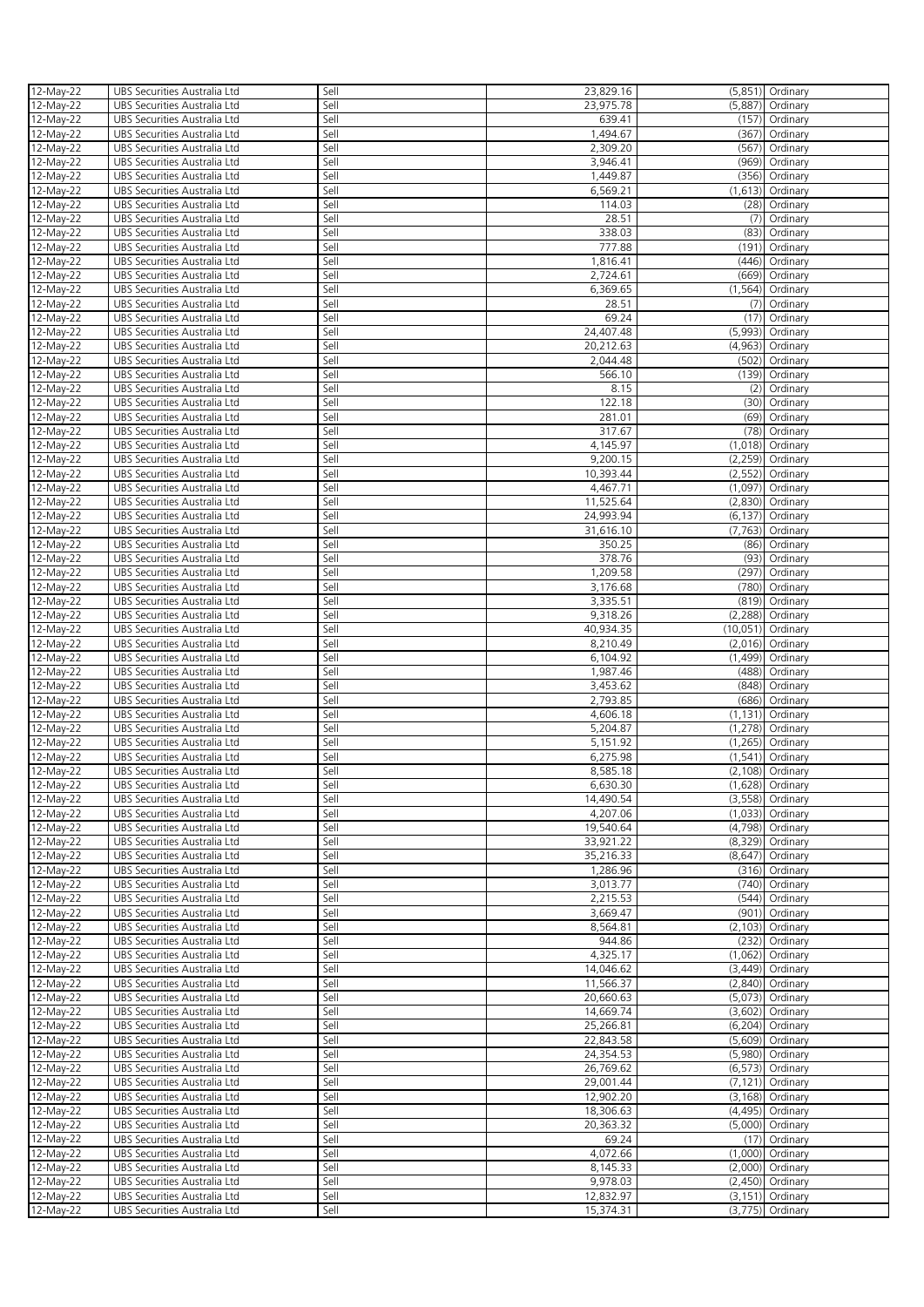| 12-May-22 | UBS Securities Australia Ltd | Sell | 23,829.16 | (5,851) | Ordinary |
|---|---|---|---|---|---|
| 12-May-22 | UBS Securities Australia Ltd | Sell | 23,975.78 | (5,887) | Ordinary |
| 12-May-22 | UBS Securities Australia Ltd | Sell | 639.41 | (157) | Ordinary |
| 12-May-22 | UBS Securities Australia Ltd | Sell | 1,494.67 | (367) | Ordinary |
| 12-May-22 | UBS Securities Australia Ltd | Sell | 2,309.20 | (567) | Ordinary |
| 12-May-22 | UBS Securities Australia Ltd | Sell | 3,946.41 | (969) | Ordinary |
| 12-May-22 | UBS Securities Australia Ltd | Sell | 1,449.87 | (356) | Ordinary |
| 12-May-22 | UBS Securities Australia Ltd | Sell | 6,569.21 | (1,613) | Ordinary |
| 12-May-22 | UBS Securities Australia Ltd | Sell | 114.03 | (28) | Ordinary |
| 12-May-22 | UBS Securities Australia Ltd | Sell | 28.51 | (7) | Ordinary |
| 12-May-22 | UBS Securities Australia Ltd | Sell | 338.03 | (83) | Ordinary |
| 12-May-22 | UBS Securities Australia Ltd | Sell | 777.88 | (191) | Ordinary |
| 12-May-22 | UBS Securities Australia Ltd | Sell | 1,816.41 | (446) | Ordinary |
| 12-May-22 | UBS Securities Australia Ltd | Sell | 2,724.61 | (669) | Ordinary |
| 12-May-22 | UBS Securities Australia Ltd | Sell | 6,369.65 | (1,564) | Ordinary |
| 12-May-22 | UBS Securities Australia Ltd | Sell | 28.51 | (7) | Ordinary |
| 12-May-22 | UBS Securities Australia Ltd | Sell | 69.24 | (17) | Ordinary |
| 12-May-22 | UBS Securities Australia Ltd | Sell | 24,407.48 | (5,993) | Ordinary |
| 12-May-22 | UBS Securities Australia Ltd | Sell | 20,212.63 | (4,963) | Ordinary |
| 12-May-22 | UBS Securities Australia Ltd | Sell | 2,044.48 | (502) | Ordinary |
| 12-May-22 | UBS Securities Australia Ltd | Sell | 566.10 | (139) | Ordinary |
| 12-May-22 | UBS Securities Australia Ltd | Sell | 8.15 | (2) | Ordinary |
| 12-May-22 | UBS Securities Australia Ltd | Sell | 122.18 | (30) | Ordinary |
| 12-May-22 | UBS Securities Australia Ltd | Sell | 281.01 | (69) | Ordinary |
| 12-May-22 | UBS Securities Australia Ltd | Sell | 317.67 | (78) | Ordinary |
| 12-May-22 | UBS Securities Australia Ltd | Sell | 4,145.97 | (1,018) | Ordinary |
| 12-May-22 | UBS Securities Australia Ltd | Sell | 9,200.15 | (2,259) | Ordinary |
| 12-May-22 | UBS Securities Australia Ltd | Sell | 10,393.44 | (2,552) | Ordinary |
| 12-May-22 | UBS Securities Australia Ltd | Sell | 4,467.71 | (1,097) | Ordinary |
| 12-May-22 | UBS Securities Australia Ltd | Sell | 11,525.64 | (2,830) | Ordinary |
| 12-May-22 | UBS Securities Australia Ltd | Sell | 24,993.94 | (6,137) | Ordinary |
| 12-May-22 | UBS Securities Australia Ltd | Sell | 31,616.10 | (7,763) | Ordinary |
| 12-May-22 | UBS Securities Australia Ltd | Sell | 350.25 | (86) | Ordinary |
| 12-May-22 | UBS Securities Australia Ltd | Sell | 378.76 | (93) | Ordinary |
| 12-May-22 | UBS Securities Australia Ltd | Sell | 1,209.58 | (297) | Ordinary |
| 12-May-22 | UBS Securities Australia Ltd | Sell | 3,176.68 | (780) | Ordinary |
| 12-May-22 | UBS Securities Australia Ltd | Sell | 3,335.51 | (819) | Ordinary |
| 12-May-22 | UBS Securities Australia Ltd | Sell | 9,318.26 | (2,288) | Ordinary |
| 12-May-22 | UBS Securities Australia Ltd | Sell | 40,934.35 | (10,051) | Ordinary |
| 12-May-22 | UBS Securities Australia Ltd | Sell | 8,210.49 | (2,016) | Ordinary |
| 12-May-22 | UBS Securities Australia Ltd | Sell | 6,104.92 | (1,499) | Ordinary |
| 12-May-22 | UBS Securities Australia Ltd | Sell | 1,987.46 | (488) | Ordinary |
| 12-May-22 | UBS Securities Australia Ltd | Sell | 3,453.62 | (848) | Ordinary |
| 12-May-22 | UBS Securities Australia Ltd | Sell | 2,793.85 | (686) | Ordinary |
| 12-May-22 | UBS Securities Australia Ltd | Sell | 4,606.18 | (1,131) | Ordinary |
| 12-May-22 | UBS Securities Australia Ltd | Sell | 5,204.87 | (1,278) | Ordinary |
| 12-May-22 | UBS Securities Australia Ltd | Sell | 5,151.92 | (1,265) | Ordinary |
| 12-May-22 | UBS Securities Australia Ltd | Sell | 6,275.98 | (1,541) | Ordinary |
| 12-May-22 | UBS Securities Australia Ltd | Sell | 8,585.18 | (2,108) | Ordinary |
| 12-May-22 | UBS Securities Australia Ltd | Sell | 6,630.30 | (1,628) | Ordinary |
| 12-May-22 | UBS Securities Australia Ltd | Sell | 14,490.54 | (3,558) | Ordinary |
| 12-May-22 | UBS Securities Australia Ltd | Sell | 4,207.06 | (1,033) | Ordinary |
| 12-May-22 | UBS Securities Australia Ltd | Sell | 19,540.64 | (4,798) | Ordinary |
| 12-May-22 | UBS Securities Australia Ltd | Sell | 33,921.22 | (8,329) | Ordinary |
| 12-May-22 | UBS Securities Australia Ltd | Sell | 35,216.33 | (8,647) | Ordinary |
| 12-May-22 | UBS Securities Australia Ltd | Sell | 1,286.96 | (316) | Ordinary |
| 12-May-22 | UBS Securities Australia Ltd | Sell | 3,013.77 | (740) | Ordinary |
| 12-May-22 | UBS Securities Australia Ltd | Sell | 2,215.53 | (544) | Ordinary |
| 12-May-22 | UBS Securities Australia Ltd | Sell | 3,669.47 | (901) | Ordinary |
| 12-May-22 | UBS Securities Australia Ltd | Sell | 8,564.81 | (2,103) | Ordinary |
| 12-May-22 | UBS Securities Australia Ltd | Sell | 944.86 | (232) | Ordinary |
| 12-May-22 | UBS Securities Australia Ltd | Sell | 4,325.17 | (1,062) | Ordinary |
| 12-May-22 | UBS Securities Australia Ltd | Sell | 14,046.62 | (3,449) | Ordinary |
| 12-May-22 | UBS Securities Australia Ltd | Sell | 11,566.37 | (2,840) | Ordinary |
| 12-May-22 | UBS Securities Australia Ltd | Sell | 20,660.63 | (5,073) | Ordinary |
| 12-May-22 | UBS Securities Australia Ltd | Sell | 14,669.74 | (3,602) | Ordinary |
| 12-May-22 | UBS Securities Australia Ltd | Sell | 25,266.81 | (6,204) | Ordinary |
| 12-May-22 | UBS Securities Australia Ltd | Sell | 22,843.58 | (5,609) | Ordinary |
| 12-May-22 | UBS Securities Australia Ltd | Sell | 24,354.53 | (5,980) | Ordinary |
| 12-May-22 | UBS Securities Australia Ltd | Sell | 26,769.62 | (6,573) | Ordinary |
| 12-May-22 | UBS Securities Australia Ltd | Sell | 29,001.44 | (7,121) | Ordinary |
| 12-May-22 | UBS Securities Australia Ltd | Sell | 12,902.20 | (3,168) | Ordinary |
| 12-May-22 | UBS Securities Australia Ltd | Sell | 18,306.63 | (4,495) | Ordinary |
| 12-May-22 | UBS Securities Australia Ltd | Sell | 20,363.32 | (5,000) | Ordinary |
| 12-May-22 | UBS Securities Australia Ltd | Sell | 69.24 | (17) | Ordinary |
| 12-May-22 | UBS Securities Australia Ltd | Sell | 4,072.66 | (1,000) | Ordinary |
| 12-May-22 | UBS Securities Australia Ltd | Sell | 8,145.33 | (2,000) | Ordinary |
| 12-May-22 | UBS Securities Australia Ltd | Sell | 9,978.03 | (2,450) | Ordinary |
| 12-May-22 | UBS Securities Australia Ltd | Sell | 12,832.97 | (3,151) | Ordinary |
| 12-May-22 | UBS Securities Australia Ltd | Sell | 15,374.31 | (3,775) | Ordinary |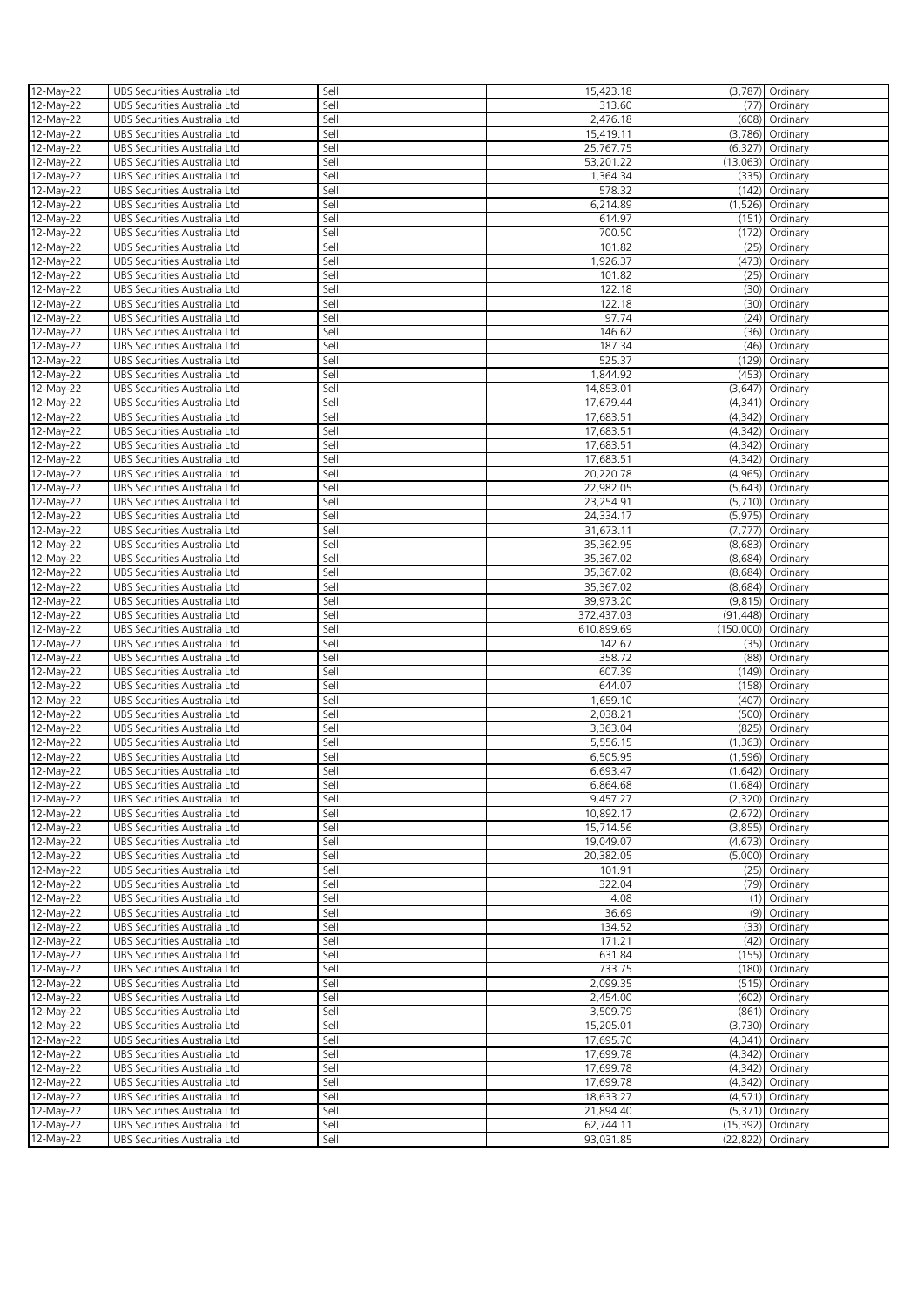| | | | | | |
|---|---|---|---|---|---|
| 12-May-22 | UBS Securities Australia Ltd | Sell | 15,423.18 | (3,787) | Ordinary |
| 12-May-22 | UBS Securities Australia Ltd | Sell | 313.60 | (77) | Ordinary |
| 12-May-22 | UBS Securities Australia Ltd | Sell | 2,476.18 | (608) | Ordinary |
| 12-May-22 | UBS Securities Australia Ltd | Sell | 15,419.11 | (3,786) | Ordinary |
| 12-May-22 | UBS Securities Australia Ltd | Sell | 25,767.75 | (6,327) | Ordinary |
| 12-May-22 | UBS Securities Australia Ltd | Sell | 53,201.22 | (13,063) | Ordinary |
| 12-May-22 | UBS Securities Australia Ltd | Sell | 1,364.34 | (335) | Ordinary |
| 12-May-22 | UBS Securities Australia Ltd | Sell | 578.32 | (142) | Ordinary |
| 12-May-22 | UBS Securities Australia Ltd | Sell | 6,214.89 | (1,526) | Ordinary |
| 12-May-22 | UBS Securities Australia Ltd | Sell | 614.97 | (151) | Ordinary |
| 12-May-22 | UBS Securities Australia Ltd | Sell | 700.50 | (172) | Ordinary |
| 12-May-22 | UBS Securities Australia Ltd | Sell | 101.82 | (25) | Ordinary |
| 12-May-22 | UBS Securities Australia Ltd | Sell | 1,926.37 | (473) | Ordinary |
| 12-May-22 | UBS Securities Australia Ltd | Sell | 101.82 | (25) | Ordinary |
| 12-May-22 | UBS Securities Australia Ltd | Sell | 122.18 | (30) | Ordinary |
| 12-May-22 | UBS Securities Australia Ltd | Sell | 122.18 | (30) | Ordinary |
| 12-May-22 | UBS Securities Australia Ltd | Sell | 97.74 | (24) | Ordinary |
| 12-May-22 | UBS Securities Australia Ltd | Sell | 146.62 | (36) | Ordinary |
| 12-May-22 | UBS Securities Australia Ltd | Sell | 187.34 | (46) | Ordinary |
| 12-May-22 | UBS Securities Australia Ltd | Sell | 525.37 | (129) | Ordinary |
| 12-May-22 | UBS Securities Australia Ltd | Sell | 1,844.92 | (453) | Ordinary |
| 12-May-22 | UBS Securities Australia Ltd | Sell | 14,853.01 | (3,647) | Ordinary |
| 12-May-22 | UBS Securities Australia Ltd | Sell | 17,679.44 | (4,341) | Ordinary |
| 12-May-22 | UBS Securities Australia Ltd | Sell | 17,683.51 | (4,342) | Ordinary |
| 12-May-22 | UBS Securities Australia Ltd | Sell | 17,683.51 | (4,342) | Ordinary |
| 12-May-22 | UBS Securities Australia Ltd | Sell | 17,683.51 | (4,342) | Ordinary |
| 12-May-22 | UBS Securities Australia Ltd | Sell | 17,683.51 | (4,342) | Ordinary |
| 12-May-22 | UBS Securities Australia Ltd | Sell | 20,220.78 | (4,965) | Ordinary |
| 12-May-22 | UBS Securities Australia Ltd | Sell | 22,982.05 | (5,643) | Ordinary |
| 12-May-22 | UBS Securities Australia Ltd | Sell | 23,254.91 | (5,710) | Ordinary |
| 12-May-22 | UBS Securities Australia Ltd | Sell | 24,334.17 | (5,975) | Ordinary |
| 12-May-22 | UBS Securities Australia Ltd | Sell | 31,673.11 | (7,777) | Ordinary |
| 12-May-22 | UBS Securities Australia Ltd | Sell | 35,362.95 | (8,683) | Ordinary |
| 12-May-22 | UBS Securities Australia Ltd | Sell | 35,367.02 | (8,684) | Ordinary |
| 12-May-22 | UBS Securities Australia Ltd | Sell | 35,367.02 | (8,684) | Ordinary |
| 12-May-22 | UBS Securities Australia Ltd | Sell | 35,367.02 | (8,684) | Ordinary |
| 12-May-22 | UBS Securities Australia Ltd | Sell | 39,973.20 | (9,815) | Ordinary |
| 12-May-22 | UBS Securities Australia Ltd | Sell | 372,437.03 | (91,448) | Ordinary |
| 12-May-22 | UBS Securities Australia Ltd | Sell | 610,899.69 | (150,000) | Ordinary |
| 12-May-22 | UBS Securities Australia Ltd | Sell | 142.67 | (35) | Ordinary |
| 12-May-22 | UBS Securities Australia Ltd | Sell | 358.72 | (88) | Ordinary |
| 12-May-22 | UBS Securities Australia Ltd | Sell | 607.39 | (149) | Ordinary |
| 12-May-22 | UBS Securities Australia Ltd | Sell | 644.07 | (158) | Ordinary |
| 12-May-22 | UBS Securities Australia Ltd | Sell | 1,659.10 | (407) | Ordinary |
| 12-May-22 | UBS Securities Australia Ltd | Sell | 2,038.21 | (500) | Ordinary |
| 12-May-22 | UBS Securities Australia Ltd | Sell | 3,363.04 | (825) | Ordinary |
| 12-May-22 | UBS Securities Australia Ltd | Sell | 5,556.15 | (1,363) | Ordinary |
| 12-May-22 | UBS Securities Australia Ltd | Sell | 6,505.95 | (1,596) | Ordinary |
| 12-May-22 | UBS Securities Australia Ltd | Sell | 6,693.47 | (1,642) | Ordinary |
| 12-May-22 | UBS Securities Australia Ltd | Sell | 6,864.68 | (1,684) | Ordinary |
| 12-May-22 | UBS Securities Australia Ltd | Sell | 9,457.27 | (2,320) | Ordinary |
| 12-May-22 | UBS Securities Australia Ltd | Sell | 10,892.17 | (2,672) | Ordinary |
| 12-May-22 | UBS Securities Australia Ltd | Sell | 15,714.56 | (3,855) | Ordinary |
| 12-May-22 | UBS Securities Australia Ltd | Sell | 19,049.07 | (4,673) | Ordinary |
| 12-May-22 | UBS Securities Australia Ltd | Sell | 20,382.05 | (5,000) | Ordinary |
| 12-May-22 | UBS Securities Australia Ltd | Sell | 101.91 | (25) | Ordinary |
| 12-May-22 | UBS Securities Australia Ltd | Sell | 322.04 | (79) | Ordinary |
| 12-May-22 | UBS Securities Australia Ltd | Sell | 4.08 | (1) | Ordinary |
| 12-May-22 | UBS Securities Australia Ltd | Sell | 36.69 | (9) | Ordinary |
| 12-May-22 | UBS Securities Australia Ltd | Sell | 134.52 | (33) | Ordinary |
| 12-May-22 | UBS Securities Australia Ltd | Sell | 171.21 | (42) | Ordinary |
| 12-May-22 | UBS Securities Australia Ltd | Sell | 631.84 | (155) | Ordinary |
| 12-May-22 | UBS Securities Australia Ltd | Sell | 733.75 | (180) | Ordinary |
| 12-May-22 | UBS Securities Australia Ltd | Sell | 2,099.35 | (515) | Ordinary |
| 12-May-22 | UBS Securities Australia Ltd | Sell | 2,454.00 | (602) | Ordinary |
| 12-May-22 | UBS Securities Australia Ltd | Sell | 3,509.79 | (861) | Ordinary |
| 12-May-22 | UBS Securities Australia Ltd | Sell | 15,205.01 | (3,730) | Ordinary |
| 12-May-22 | UBS Securities Australia Ltd | Sell | 17,695.70 | (4,341) | Ordinary |
| 12-May-22 | UBS Securities Australia Ltd | Sell | 17,699.78 | (4,342) | Ordinary |
| 12-May-22 | UBS Securities Australia Ltd | Sell | 17,699.78 | (4,342) | Ordinary |
| 12-May-22 | UBS Securities Australia Ltd | Sell | 17,699.78 | (4,342) | Ordinary |
| 12-May-22 | UBS Securities Australia Ltd | Sell | 18,633.27 | (4,571) | Ordinary |
| 12-May-22 | UBS Securities Australia Ltd | Sell | 21,894.40 | (5,371) | Ordinary |
| 12-May-22 | UBS Securities Australia Ltd | Sell | 62,744.11 | (15,392) | Ordinary |
| 12-May-22 | UBS Securities Australia Ltd | Sell | 93,031.85 | (22,822) | Ordinary |